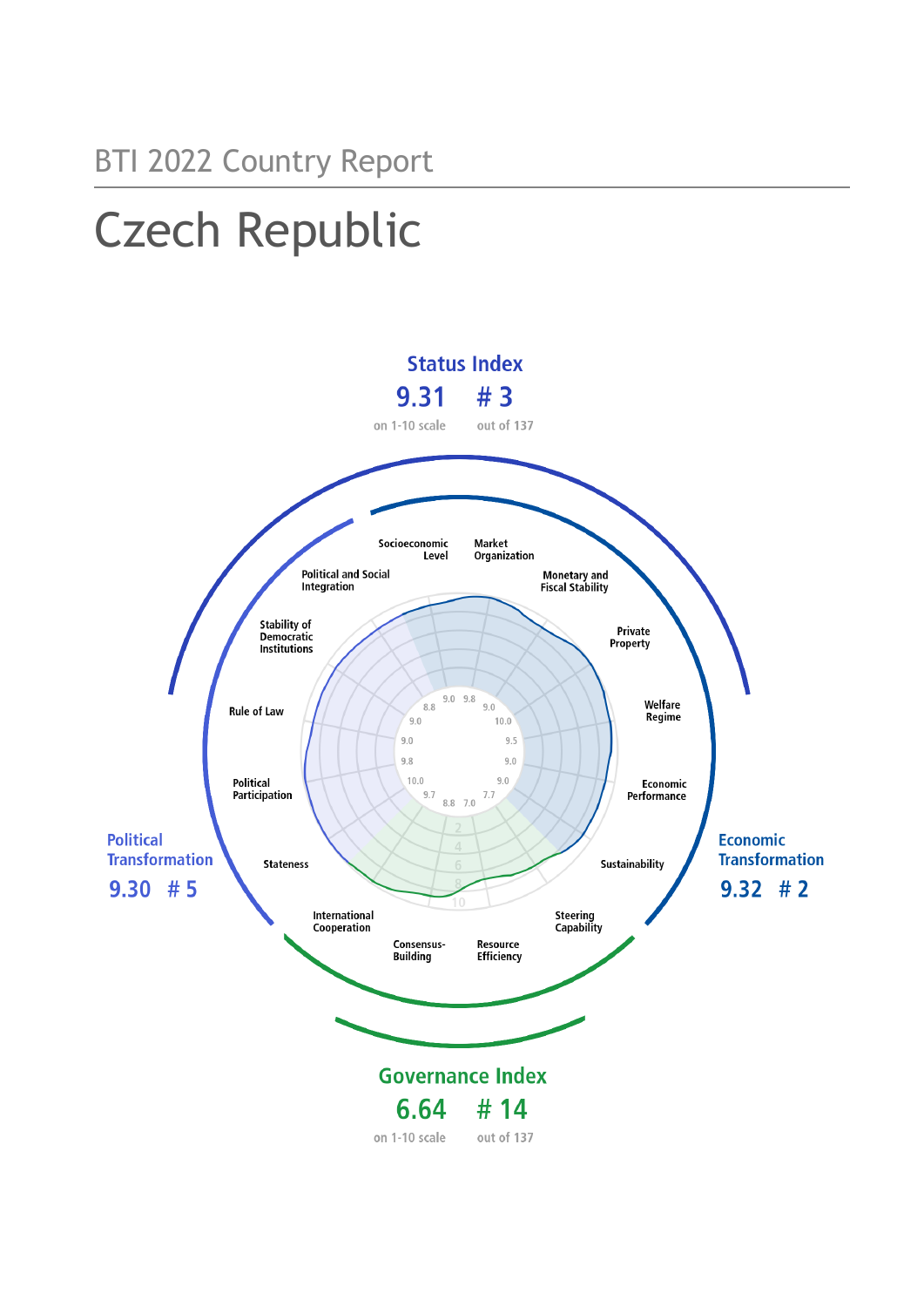BTI 2022 Country Report

# Czech Republic

**Status Index**

9.31 — # 3

on 1-10 scale — out of 137

**Political Transformation**

9.30 # 5

**Economic Transformation**

9.32 # 2

**Governance Index**

6.64 — # 14

on 1-10 scale — out of 137

| Criterion | Score |
|---|---|
| Stateness | 10.0 |
| Political Participation | 9.8 |
| Rule of Law | 9.0 |
| Stability of Democratic Institutions | 9.0 |
| Political and Social Integration | 8.8 |
| Socioeconomic Level | 9.0 |
| Market Organization | 9.8 |
| Monetary and Fiscal Stability | 9.0 |
| Private Property | 10.0 |
| Welfare Regime | 9.5 |
| Economic Performance | 9.0 |
| Sustainability | 9.0 |
| Steering Capability | 7.7 |
| Resource Efficiency | 7.0 |
| Consensus-Building | 8.8 |
| International Cooperation | 9.7 |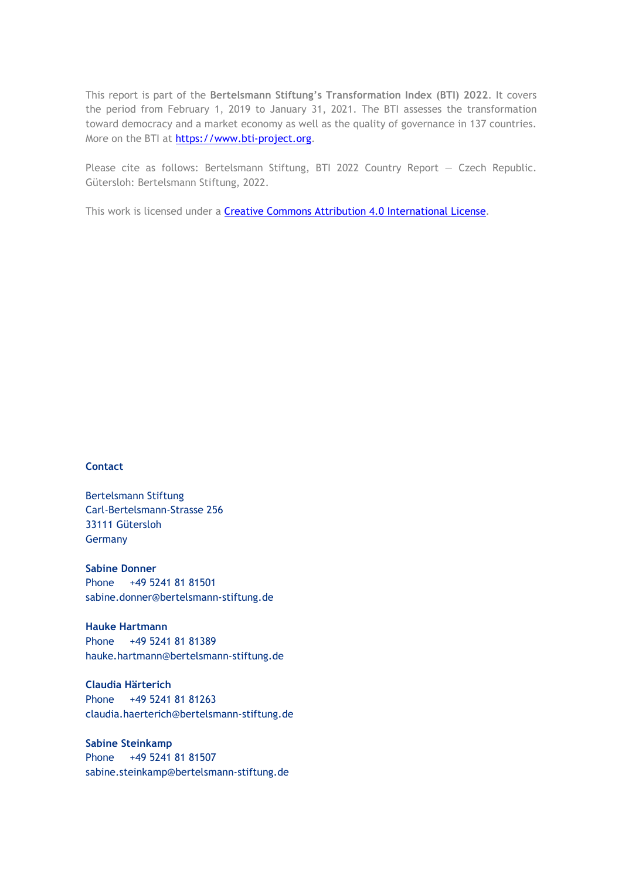This report is part of the **Bertelsmann Stiftung's Transformation Index (BTI) 2022**. It covers the period from February 1, 2019 to January 31, 2021. The BTI assesses the transformation toward democracy and a market economy as well as the quality of governance in 137 countries. More on the BTI at [https://www.bti-project.org](https://www.bti-project.org).

Please cite as follows: Bertelsmann Stiftung, BTI 2022 Country Report — Czech Republic. Gütersloh: Bertelsmann Stiftung, 2022.

This work is licensed under a [Creative Commons Attribution 4.0 International License](https://creativecommons.org/licenses/by/4.0/).

**Contact**

Bertelsmann Stiftung
Carl-Bertelsmann-Strasse 256
33111 Gütersloh
Germany

**Sabine Donner**
Phone +49 5241 81 81501
sabine.donner@bertelsmann-stiftung.de

**Hauke Hartmann**
Phone +49 5241 81 81389
hauke.hartmann@bertelsmann-stiftung.de

**Claudia Härterich**
Phone +49 5241 81 81263
claudia.haerterich@bertelsmann-stiftung.de

**Sabine Steinkamp**
Phone +49 5241 81 81507
sabine.steinkamp@bertelsmann-stiftung.de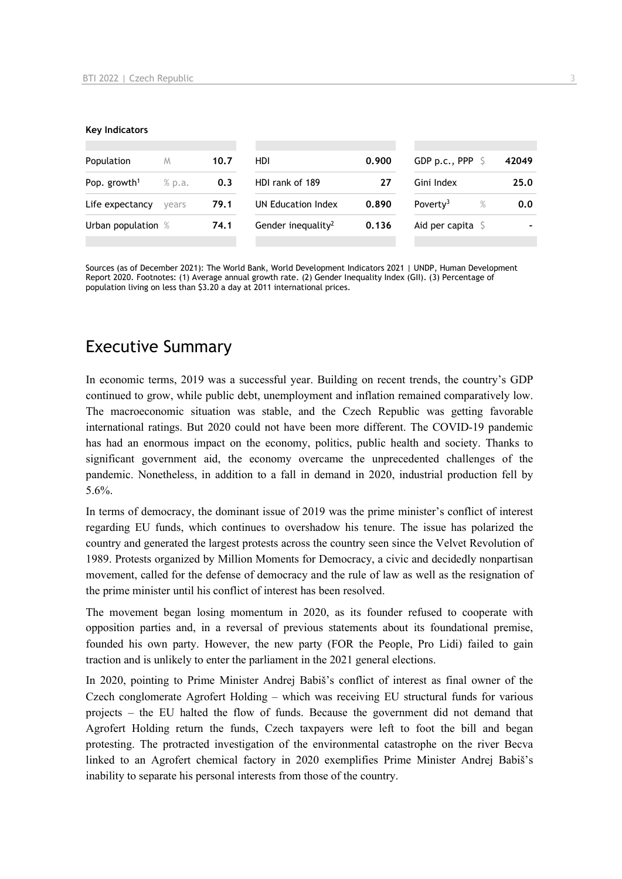**Key Indicators**

| Population | M | 10.7 | HDI | 0.900 | GDP p.c., PPP | $ | 42049 |
|---|---|---|---|---|---|---|---|
| Pop. growth[1] | % p.a. | 0.3 | HDI rank of 189 | 27 | Gini Index | | 25.0 |
| Life expectancy | years | 79.1 | UN Education Index | 0.890 | Poverty[3] | % | 0.0 |
| Urban population | % | 74.1 | Gender inequality[2] | 0.136 | Aid per capita | $ | - |

Sources (as of December 2021): The World Bank, World Development Indicators 2021 | UNDP, Human Development Report 2020. Footnotes: (1) Average annual growth rate. (2) Gender Inequality Index (GII). (3) Percentage of population living on less than $3.20 a day at 2011 international prices.

# Executive Summary

In economic terms, 2019 was a successful year. Building on recent trends, the country's GDP continued to grow, while public debt, unemployment and inflation remained comparatively low. The macroeconomic situation was stable, and the Czech Republic was getting favorable international ratings. But 2020 could not have been more different. The COVID-19 pandemic has had an enormous impact on the economy, politics, public health and society. Thanks to significant government aid, the economy overcame the unprecedented challenges of the pandemic. Nonetheless, in addition to a fall in demand in 2020, industrial production fell by 5.6%.

In terms of democracy, the dominant issue of 2019 was the prime minister's conflict of interest regarding EU funds, which continues to overshadow his tenure. The issue has polarized the country and generated the largest protests across the country seen since the Velvet Revolution of 1989. Protests organized by Million Moments for Democracy, a civic and decidedly nonpartisan movement, called for the defense of democracy and the rule of law as well as the resignation of the prime minister until his conflict of interest has been resolved.

The movement began losing momentum in 2020, as its founder refused to cooperate with opposition parties and, in a reversal of previous statements about its foundational premise, founded his own party. However, the new party (FOR the People, Pro Lidi) failed to gain traction and is unlikely to enter the parliament in the 2021 general elections.

In 2020, pointing to Prime Minister Andrej Babiš's conflict of interest as final owner of the Czech conglomerate Agrofert Holding – which was receiving EU structural funds for various projects – the EU halted the flow of funds. Because the government did not demand that Agrofert Holding return the funds, Czech taxpayers were left to foot the bill and began protesting. The protracted investigation of the environmental catastrophe on the river Becva linked to an Agrofert chemical factory in 2020 exemplifies Prime Minister Andrej Babiš's inability to separate his personal interests from those of the country.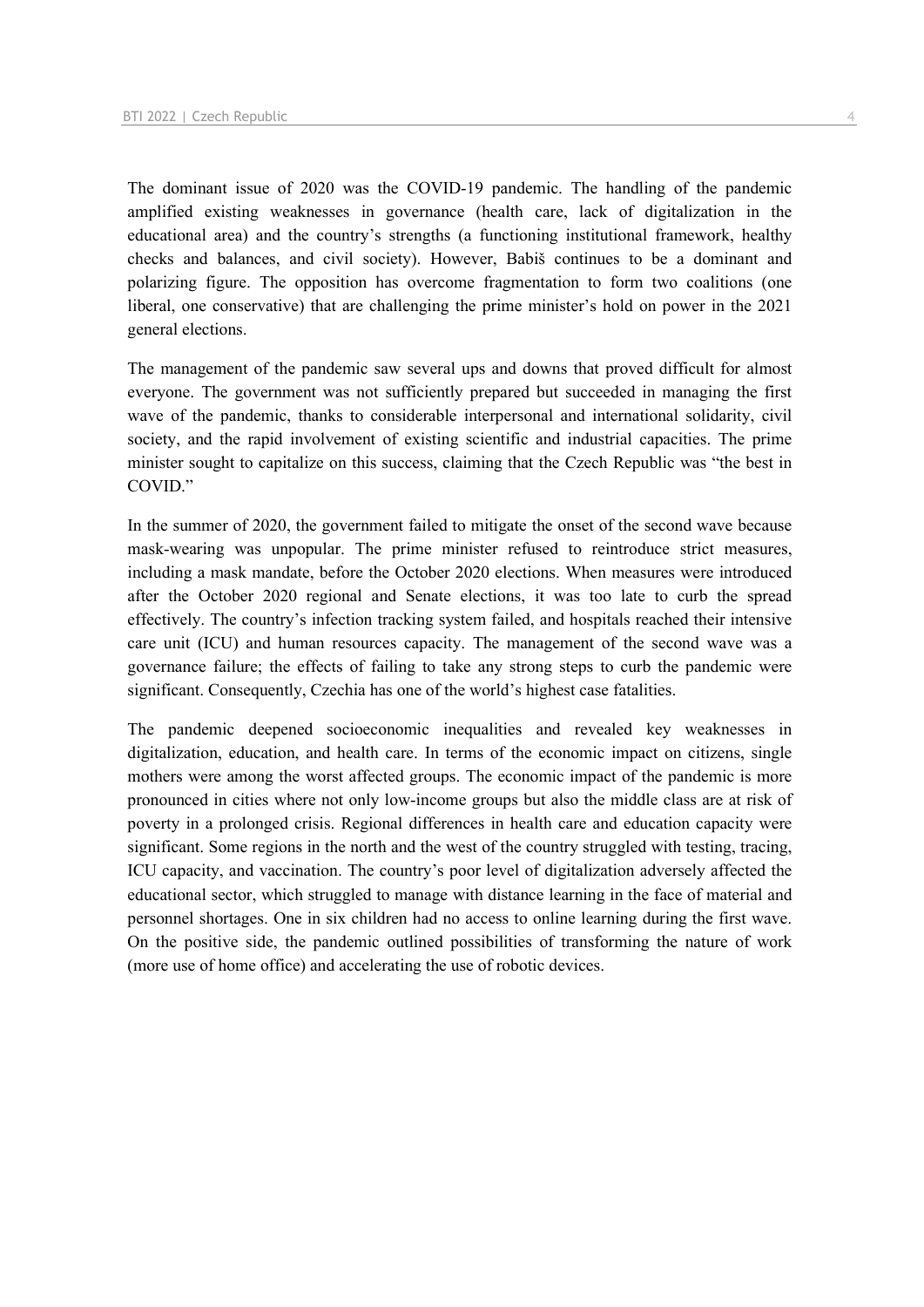The dominant issue of 2020 was the COVID-19 pandemic. The handling of the pandemic amplified existing weaknesses in governance (health care, lack of digitalization in the educational area) and the country's strengths (a functioning institutional framework, healthy checks and balances, and civil society). However, Babiš continues to be a dominant and polarizing figure. The opposition has overcome fragmentation to form two coalitions (one liberal, one conservative) that are challenging the prime minister's hold on power in the 2021 general elections.

The management of the pandemic saw several ups and downs that proved difficult for almost everyone. The government was not sufficiently prepared but succeeded in managing the first wave of the pandemic, thanks to considerable interpersonal and international solidarity, civil society, and the rapid involvement of existing scientific and industrial capacities. The prime minister sought to capitalize on this success, claiming that the Czech Republic was "the best in COVID."

In the summer of 2020, the government failed to mitigate the onset of the second wave because mask-wearing was unpopular. The prime minister refused to reintroduce strict measures, including a mask mandate, before the October 2020 elections. When measures were introduced after the October 2020 regional and Senate elections, it was too late to curb the spread effectively. The country's infection tracking system failed, and hospitals reached their intensive care unit (ICU) and human resources capacity. The management of the second wave was a governance failure; the effects of failing to take any strong steps to curb the pandemic were significant. Consequently, Czechia has one of the world's highest case fatalities.

The pandemic deepened socioeconomic inequalities and revealed key weaknesses in digitalization, education, and health care. In terms of the economic impact on citizens, single mothers were among the worst affected groups. The economic impact of the pandemic is more pronounced in cities where not only low-income groups but also the middle class are at risk of poverty in a prolonged crisis. Regional differences in health care and education capacity were significant. Some regions in the north and the west of the country struggled with testing, tracing, ICU capacity, and vaccination. The country's poor level of digitalization adversely affected the educational sector, which struggled to manage with distance learning in the face of material and personnel shortages. One in six children had no access to online learning during the first wave. On the positive side, the pandemic outlined possibilities of transforming the nature of work (more use of home office) and accelerating the use of robotic devices.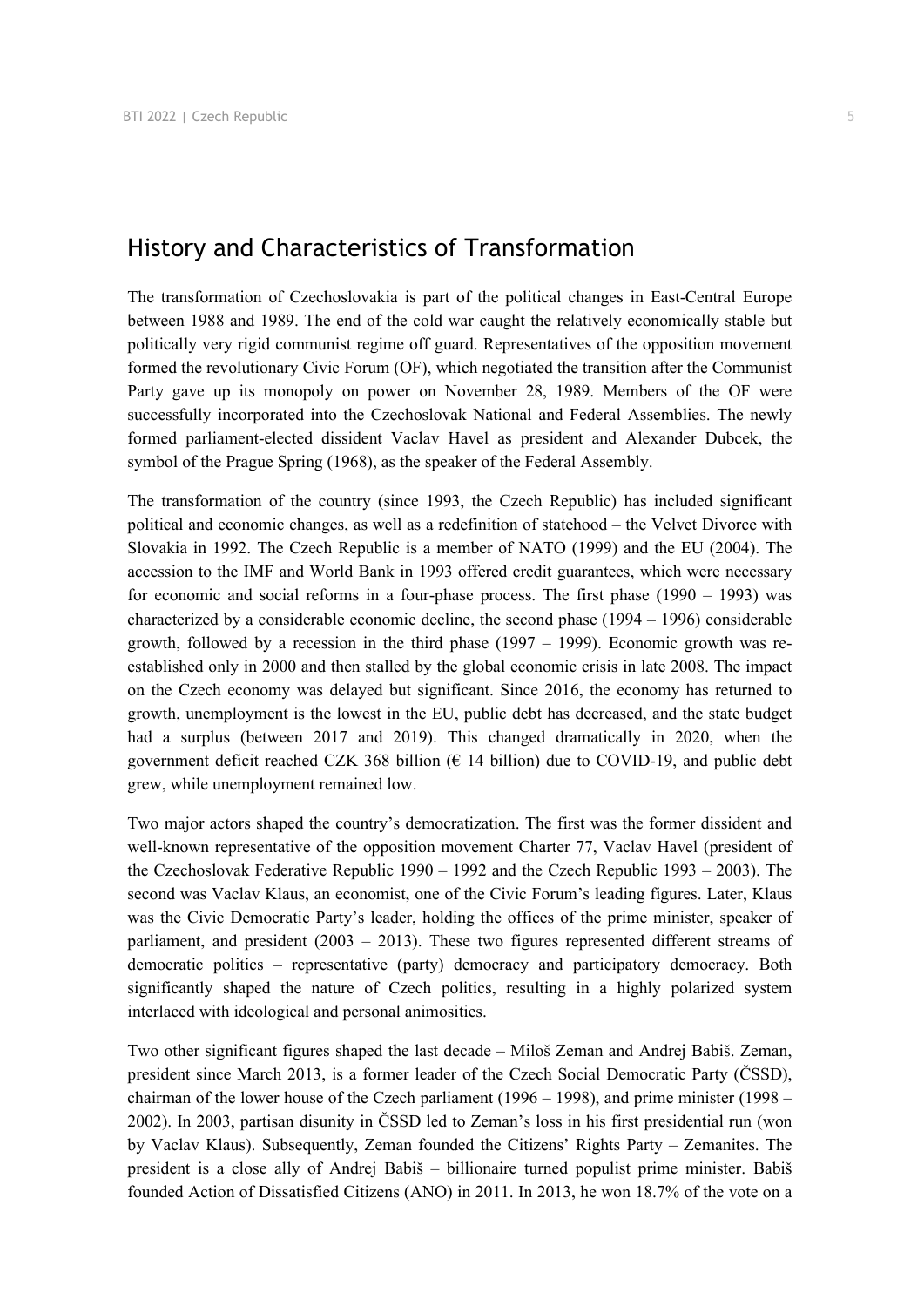## History and Characteristics of Transformation

The transformation of Czechoslovakia is part of the political changes in East-Central Europe between 1988 and 1989. The end of the cold war caught the relatively economically stable but politically very rigid communist regime off guard. Representatives of the opposition movement formed the revolutionary Civic Forum (OF), which negotiated the transition after the Communist Party gave up its monopoly on power on November 28, 1989. Members of the OF were successfully incorporated into the Czechoslovak National and Federal Assemblies. The newly formed parliament-elected dissident Vaclav Havel as president and Alexander Dubcek, the symbol of the Prague Spring (1968), as the speaker of the Federal Assembly.

The transformation of the country (since 1993, the Czech Republic) has included significant political and economic changes, as well as a redefinition of statehood – the Velvet Divorce with Slovakia in 1992. The Czech Republic is a member of NATO (1999) and the EU (2004). The accession to the IMF and World Bank in 1993 offered credit guarantees, which were necessary for economic and social reforms in a four-phase process. The first phase (1990 – 1993) was characterized by a considerable economic decline, the second phase (1994 – 1996) considerable growth, followed by a recession in the third phase (1997 – 1999). Economic growth was re-established only in 2000 and then stalled by the global economic crisis in late 2008. The impact on the Czech economy was delayed but significant. Since 2016, the economy has returned to growth, unemployment is the lowest in the EU, public debt has decreased, and the state budget had a surplus (between 2017 and 2019). This changed dramatically in 2020, when the government deficit reached CZK 368 billion (€ 14 billion) due to COVID-19, and public debt grew, while unemployment remained low.

Two major actors shaped the country's democratization. The first was the former dissident and well-known representative of the opposition movement Charter 77, Vaclav Havel (president of the Czechoslovak Federative Republic 1990 – 1992 and the Czech Republic 1993 – 2003). The second was Vaclav Klaus, an economist, one of the Civic Forum's leading figures. Later, Klaus was the Civic Democratic Party's leader, holding the offices of the prime minister, speaker of parliament, and president (2003 – 2013). These two figures represented different streams of democratic politics – representative (party) democracy and participatory democracy. Both significantly shaped the nature of Czech politics, resulting in a highly polarized system interlaced with ideological and personal animosities.

Two other significant figures shaped the last decade – Miloš Zeman and Andrej Babiš. Zeman, president since March 2013, is a former leader of the Czech Social Democratic Party (ČSSD), chairman of the lower house of the Czech parliament (1996 – 1998), and prime minister (1998 – 2002). In 2003, partisan disunity in ČSSD led to Zeman's loss in his first presidential run (won by Vaclav Klaus). Subsequently, Zeman founded the Citizens' Rights Party – Zemanites. The president is a close ally of Andrej Babiš – billionaire turned populist prime minister. Babiš founded Action of Dissatisfied Citizens (ANO) in 2011. In 2013, he won 18.7% of the vote on a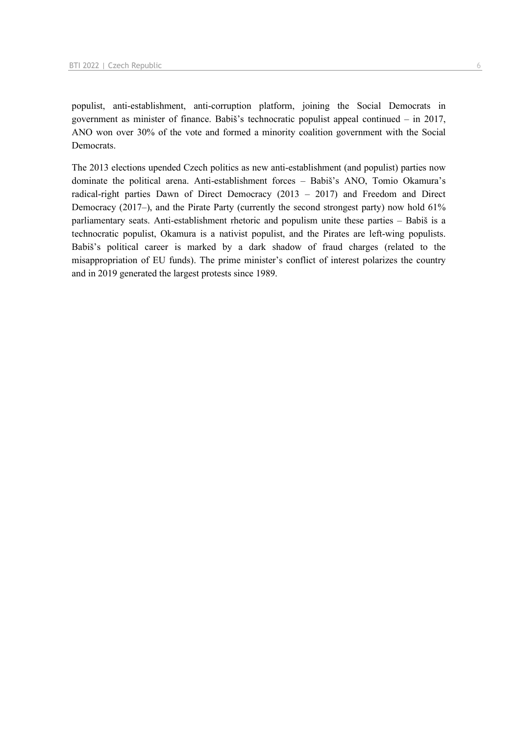populist, anti-establishment, anti-corruption platform, joining the Social Democrats in government as minister of finance. Babiš's technocratic populist appeal continued – in 2017, ANO won over 30% of the vote and formed a minority coalition government with the Social Democrats.

The 2013 elections upended Czech politics as new anti-establishment (and populist) parties now dominate the political arena. Anti-establishment forces – Babiš's ANO, Tomio Okamura's radical-right parties Dawn of Direct Democracy (2013 – 2017) and Freedom and Direct Democracy (2017–), and the Pirate Party (currently the second strongest party) now hold 61% parliamentary seats. Anti-establishment rhetoric and populism unite these parties – Babiš is a technocratic populist, Okamura is a nativist populist, and the Pirates are left-wing populists. Babiš's political career is marked by a dark shadow of fraud charges (related to the misappropriation of EU funds). The prime minister's conflict of interest polarizes the country and in 2019 generated the largest protests since 1989.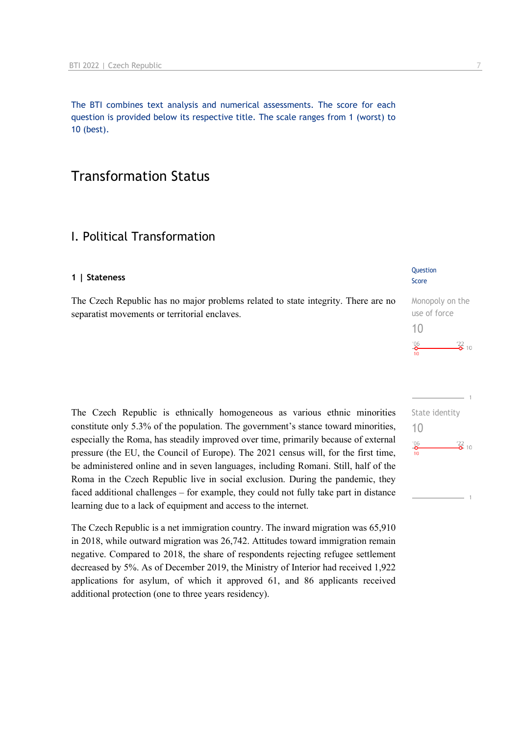The BTI combines text analysis and numerical assessments. The score for each question is provided below its respective title. The scale ranges from 1 (worst) to 10 (best).

# Transformation Status

## I. Political Transformation

### 1 | Stateness

Question
Score

Monopoly on the use of force
10

'06: 10 — '22: 10

The Czech Republic has no major problems related to state integrity. There are no separatist movements or territorial enclaves.

State identity
10

'06: 10 — '22: 10

The Czech Republic is ethnically homogeneous as various ethnic minorities constitute only 5.3% of the population. The government's stance toward minorities, especially the Roma, has steadily improved over time, primarily because of external pressure (the EU, the Council of Europe). The 2021 census will, for the first time, be administered online and in seven languages, including Romani. Still, half of the Roma in the Czech Republic live in social exclusion. During the pandemic, they faced additional challenges – for example, they could not fully take part in distance learning due to a lack of equipment and access to the internet.

The Czech Republic is a net immigration country. The inward migration was 65,910 in 2018, while outward migration was 26,742. Attitudes toward immigration remain negative. Compared to 2018, the share of respondents rejecting refugee settlement decreased by 5%. As of December 2019, the Ministry of Interior had received 1,922 applications for asylum, of which it approved 61, and 86 applicants received additional protection (one to three years residency).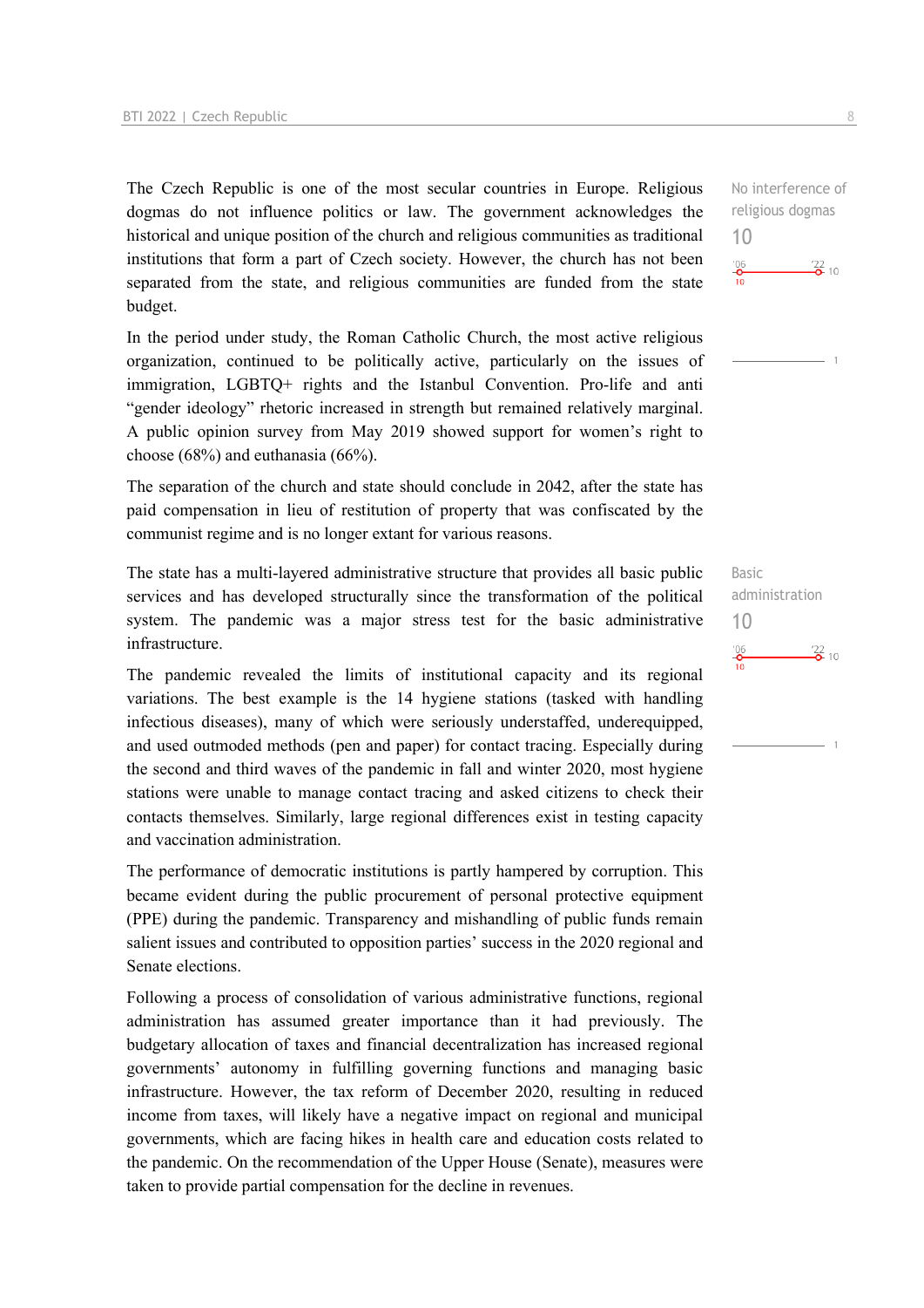The Czech Republic is one of the most secular countries in Europe. Religious dogmas do not influence politics or law. The government acknowledges the historical and unique position of the church and religious communities as traditional institutions that form a part of Czech society. However, the church has not been separated from the state, and religious communities are funded from the state budget.

No interference of religious dogmas
10

'06: 10 — '22: 10

In the period under study, the Roman Catholic Church, the most active religious organization, continued to be politically active, particularly on the issues of immigration, LGBTQ+ rights and the Istanbul Convention. Pro-life and anti "gender ideology" rhetoric increased in strength but remained relatively marginal. A public opinion survey from May 2019 showed support for women's right to choose (68%) and euthanasia (66%).

The separation of the church and state should conclude in 2042, after the state has paid compensation in lieu of restitution of property that was confiscated by the communist regime and is no longer extant for various reasons.

The state has a multi-layered administrative structure that provides all basic public services and has developed structurally since the transformation of the political system. The pandemic was a major stress test for the basic administrative infrastructure.

Basic administration
10

'06: 10 — '22: 10

The pandemic revealed the limits of institutional capacity and its regional variations. The best example is the 14 hygiene stations (tasked with handling infectious diseases), many of which were seriously understaffed, underequipped, and used outmoded methods (pen and paper) for contact tracing. Especially during the second and third waves of the pandemic in fall and winter 2020, most hygiene stations were unable to manage contact tracing and asked citizens to check their contacts themselves. Similarly, large regional differences exist in testing capacity and vaccination administration.

The performance of democratic institutions is partly hampered by corruption. This became evident during the public procurement of personal protective equipment (PPE) during the pandemic. Transparency and mishandling of public funds remain salient issues and contributed to opposition parties' success in the 2020 regional and Senate elections.

Following a process of consolidation of various administrative functions, regional administration has assumed greater importance than it had previously. The budgetary allocation of taxes and financial decentralization has increased regional governments' autonomy in fulfilling governing functions and managing basic infrastructure. However, the tax reform of December 2020, resulting in reduced income from taxes, will likely have a negative impact on regional and municipal governments, which are facing hikes in health care and education costs related to the pandemic. On the recommendation of the Upper House (Senate), measures were taken to provide partial compensation for the decline in revenues.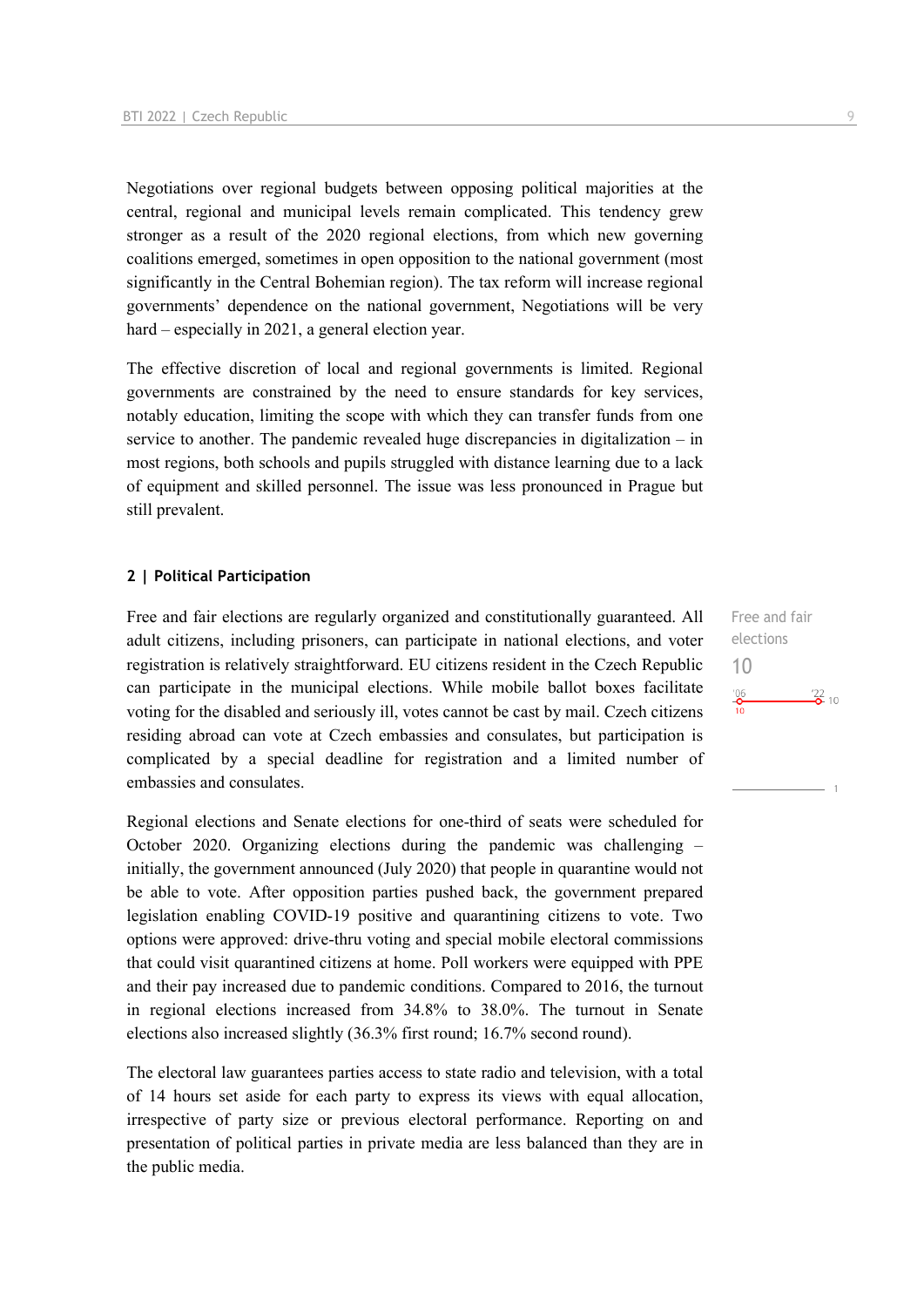Negotiations over regional budgets between opposing political majorities at the central, regional and municipal levels remain complicated. This tendency grew stronger as a result of the 2020 regional elections, from which new governing coalitions emerged, sometimes in open opposition to the national government (most significantly in the Central Bohemian region). The tax reform will increase regional governments' dependence on the national government, Negotiations will be very hard – especially in 2021, a general election year.

The effective discretion of local and regional governments is limited. Regional governments are constrained by the need to ensure standards for key services, notably education, limiting the scope with which they can transfer funds from one service to another. The pandemic revealed huge discrepancies in digitalization – in most regions, both schools and pupils struggled with distance learning due to a lack of equipment and skilled personnel. The issue was less pronounced in Prague but still prevalent.

## 2 | Political Participation

Free and fair elections
10

Free and fair elections are regularly organized and constitutionally guaranteed. All adult citizens, including prisoners, can participate in national elections, and voter registration is relatively straightforward. EU citizens resident in the Czech Republic can participate in the municipal elections. While mobile ballot boxes facilitate voting for the disabled and seriously ill, votes cannot be cast by mail. Czech citizens residing abroad can vote at Czech embassies and consulates, but participation is complicated by a special deadline for registration and a limited number of embassies and consulates.

Regional elections and Senate elections for one-third of seats were scheduled for October 2020. Organizing elections during the pandemic was challenging – initially, the government announced (July 2020) that people in quarantine would not be able to vote. After opposition parties pushed back, the government prepared legislation enabling COVID-19 positive and quarantining citizens to vote. Two options were approved: drive-thru voting and special mobile electoral commissions that could visit quarantined citizens at home. Poll workers were equipped with PPE and their pay increased due to pandemic conditions. Compared to 2016, the turnout in regional elections increased from 34.8% to 38.0%. The turnout in Senate elections also increased slightly (36.3% first round; 16.7% second round).

The electoral law guarantees parties access to state radio and television, with a total of 14 hours set aside for each party to express its views with equal allocation, irrespective of party size or previous electoral performance. Reporting on and presentation of political parties in private media are less balanced than they are in the public media.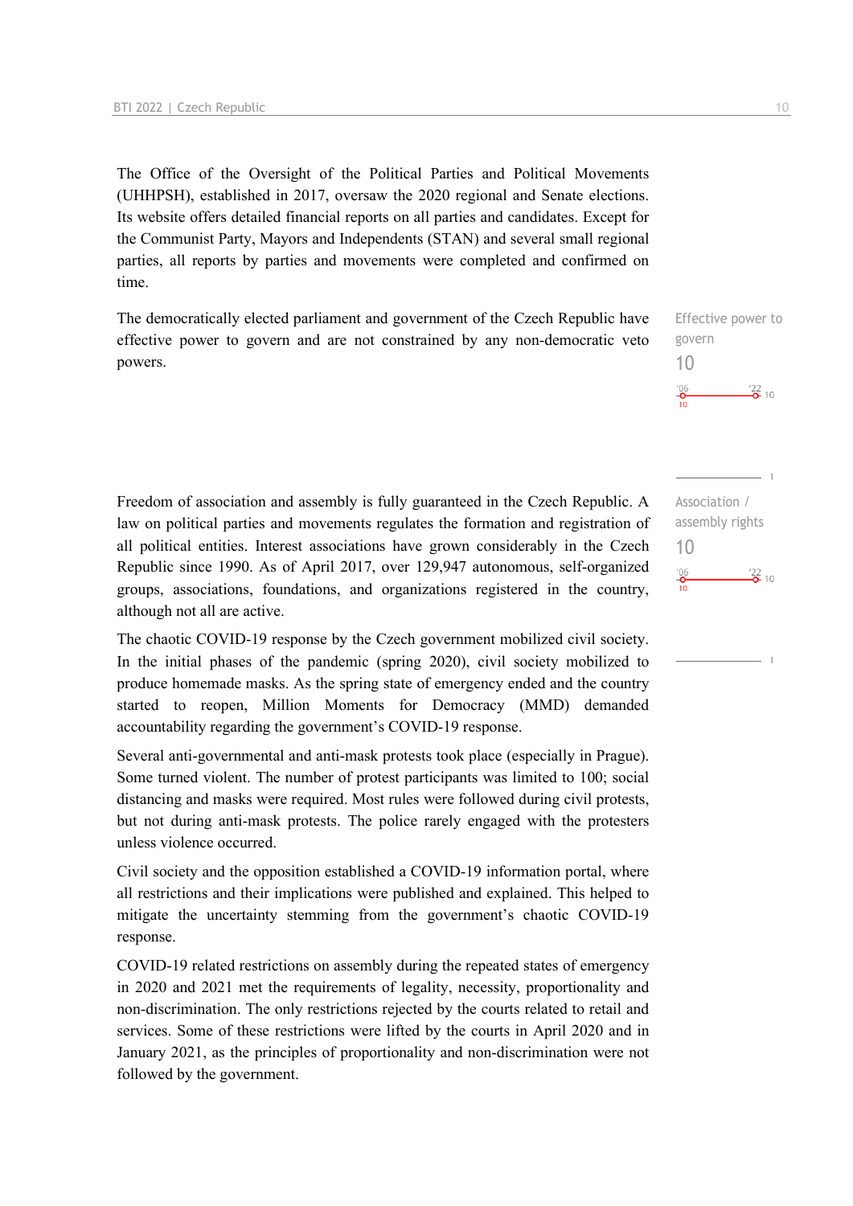The Office of the Oversight of the Political Parties and Political Movements (UHHPSH), established in 2017, oversaw the 2020 regional and Senate elections. Its website offers detailed financial reports on all parties and candidates. Except for the Communist Party, Mayors and Independents (STAN) and several small regional parties, all reports by parties and movements were completed and confirmed on time.

The democratically elected parliament and government of the Czech Republic have effective power to govern and are not constrained by any non-democratic veto powers.

Effective power to govern
10

'06: 10 — '22: 10

Freedom of association and assembly is fully guaranteed in the Czech Republic. A law on political parties and movements regulates the formation and registration of all political entities. Interest associations have grown considerably in the Czech Republic since 1990. As of April 2017, over 129,947 autonomous, self-organized groups, associations, foundations, and organizations registered in the country, although not all are active.

Association / assembly rights
10

'06: 10 — '22: 10

The chaotic COVID-19 response by the Czech government mobilized civil society. In the initial phases of the pandemic (spring 2020), civil society mobilized to produce homemade masks. As the spring state of emergency ended and the country started to reopen, Million Moments for Democracy (MMD) demanded accountability regarding the government's COVID-19 response.

Several anti-governmental and anti-mask protests took place (especially in Prague). Some turned violent. The number of protest participants was limited to 100; social distancing and masks were required. Most rules were followed during civil protests, but not during anti-mask protests. The police rarely engaged with the protesters unless violence occurred.

Civil society and the opposition established a COVID-19 information portal, where all restrictions and their implications were published and explained. This helped to mitigate the uncertainty stemming from the government's chaotic COVID-19 response.

COVID-19 related restrictions on assembly during the repeated states of emergency in 2020 and 2021 met the requirements of legality, necessity, proportionality and non-discrimination. The only restrictions rejected by the courts related to retail and services. Some of these restrictions were lifted by the courts in April 2020 and in January 2021, as the principles of proportionality and non-discrimination were not followed by the government.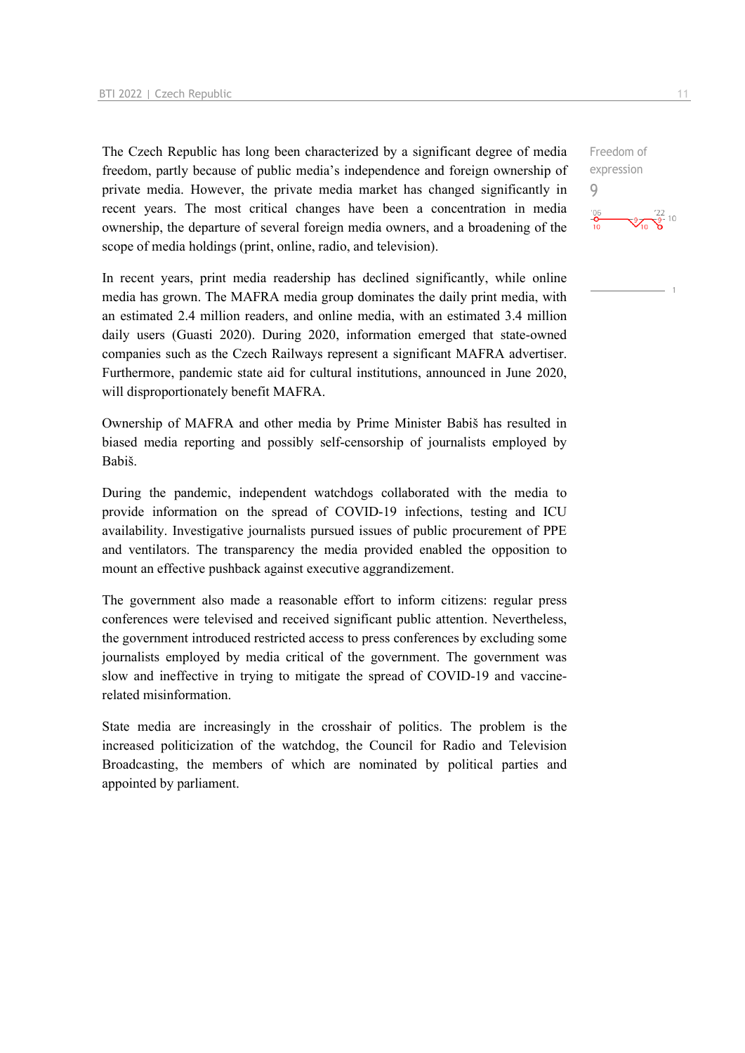Freedom of expression

9

The Czech Republic has long been characterized by a significant degree of media freedom, partly because of public media's independence and foreign ownership of private media. However, the private media market has changed significantly in recent years. The most critical changes have been a concentration in media ownership, the departure of several foreign media owners, and a broadening of the scope of media holdings (print, online, radio, and television).

In recent years, print media readership has declined significantly, while online media has grown. The MAFRA media group dominates the daily print media, with an estimated 2.4 million readers, and online media, with an estimated 3.4 million daily users (Guasti 2020). During 2020, information emerged that state-owned companies such as the Czech Railways represent a significant MAFRA advertiser. Furthermore, pandemic state aid for cultural institutions, announced in June 2020, will disproportionately benefit MAFRA.

Ownership of MAFRA and other media by Prime Minister Babiš has resulted in biased media reporting and possibly self-censorship of journalists employed by Babiš.

During the pandemic, independent watchdogs collaborated with the media to provide information on the spread of COVID-19 infections, testing and ICU availability. Investigative journalists pursued issues of public procurement of PPE and ventilators. The transparency the media provided enabled the opposition to mount an effective pushback against executive aggrandizement.

The government also made a reasonable effort to inform citizens: regular press conferences were televised and received significant public attention. Nevertheless, the government introduced restricted access to press conferences by excluding some journalists employed by media critical of the government. The government was slow and ineffective in trying to mitigate the spread of COVID-19 and vaccine-related misinformation.

State media are increasingly in the crosshair of politics. The problem is the increased politicization of the watchdog, the Council for Radio and Television Broadcasting, the members of which are nominated by political parties and appointed by parliament.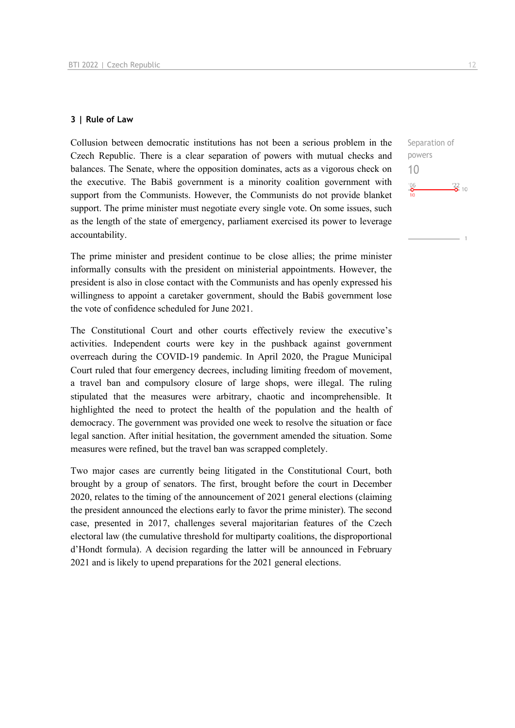### 3 | Rule of Law

Separation of powers

10

'06: 10 — '22: 10

Collusion between democratic institutions has not been a serious problem in the Czech Republic. There is a clear separation of powers with mutual checks and balances. The Senate, where the opposition dominates, acts as a vigorous check on the executive. The Babiš government is a minority coalition government with support from the Communists. However, the Communists do not provide blanket support. The prime minister must negotiate every single vote. On some issues, such as the length of the state of emergency, parliament exercised its power to leverage accountability.

The prime minister and president continue to be close allies; the prime minister informally consults with the president on ministerial appointments. However, the president is also in close contact with the Communists and has openly expressed his willingness to appoint a caretaker government, should the Babiš government lose the vote of confidence scheduled for June 2021.

The Constitutional Court and other courts effectively review the executive's activities. Independent courts were key in the pushback against government overreach during the COVID-19 pandemic. In April 2020, the Prague Municipal Court ruled that four emergency decrees, including limiting freedom of movement, a travel ban and compulsory closure of large shops, were illegal. The ruling stipulated that the measures were arbitrary, chaotic and incomprehensible. It highlighted the need to protect the health of the population and the health of democracy. The government was provided one week to resolve the situation or face legal sanction. After initial hesitation, the government amended the situation. Some measures were refined, but the travel ban was scrapped completely.

Two major cases are currently being litigated in the Constitutional Court, both brought by a group of senators. The first, brought before the court in December 2020, relates to the timing of the announcement of 2021 general elections (claiming the president announced the elections early to favor the prime minister). The second case, presented in 2017, challenges several majoritarian features of the Czech electoral law (the cumulative threshold for multiparty coalitions, the disproportional d'Hondt formula). A decision regarding the latter will be announced in February 2021 and is likely to upend preparations for the 2021 general elections.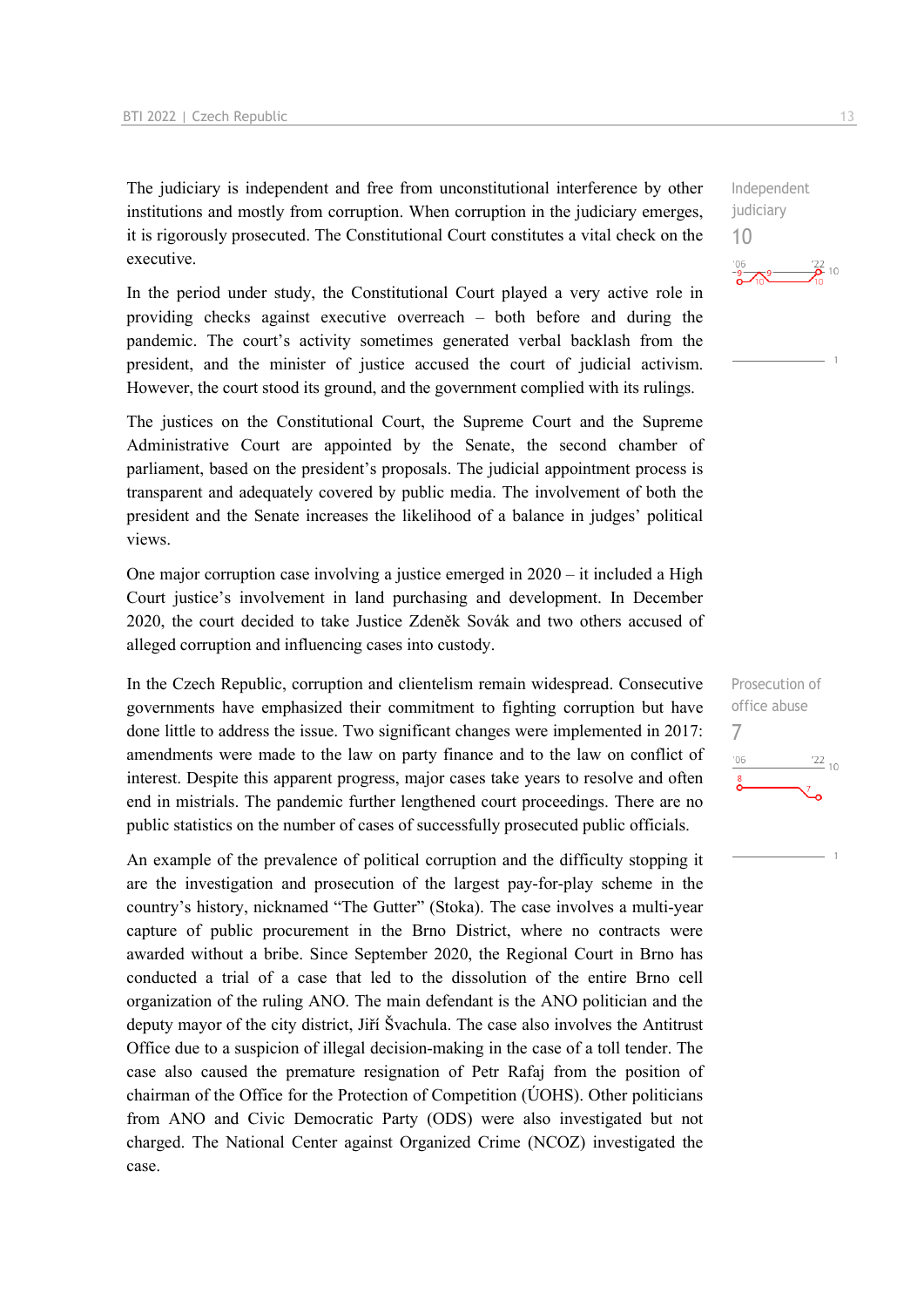The judiciary is independent and free from unconstitutional interference by other institutions and mostly from corruption. When corruption in the judiciary emerges, it is rigorously prosecuted. The Constitutional Court constitutes a vital check on the executive.

Independent judiciary
10

In the period under study, the Constitutional Court played a very active role in providing checks against executive overreach – both before and during the pandemic. The court's activity sometimes generated verbal backlash from the president, and the minister of justice accused the court of judicial activism. However, the court stood its ground, and the government complied with its rulings.

The justices on the Constitutional Court, the Supreme Court and the Supreme Administrative Court are appointed by the Senate, the second chamber of parliament, based on the president's proposals. The judicial appointment process is transparent and adequately covered by public media. The involvement of both the president and the Senate increases the likelihood of a balance in judges' political views.

One major corruption case involving a justice emerged in 2020 – it included a High Court justice's involvement in land purchasing and development. In December 2020, the court decided to take Justice Zdeněk Sovák and two others accused of alleged corruption and influencing cases into custody.

In the Czech Republic, corruption and clientelism remain widespread. Consecutive governments have emphasized their commitment to fighting corruption but have done little to address the issue. Two significant changes were implemented in 2017: amendments were made to the law on party finance and to the law on conflict of interest. Despite this apparent progress, major cases take years to resolve and often end in mistrials. The pandemic further lengthened court proceedings. There are no public statistics on the number of cases of successfully prosecuted public officials.

Prosecution of office abuse
7

An example of the prevalence of political corruption and the difficulty stopping it are the investigation and prosecution of the largest pay-for-play scheme in the country's history, nicknamed "The Gutter" (Stoka). The case involves a multi-year capture of public procurement in the Brno District, where no contracts were awarded without a bribe. Since September 2020, the Regional Court in Brno has conducted a trial of a case that led to the dissolution of the entire Brno cell organization of the ruling ANO. The main defendant is the ANO politician and the deputy mayor of the city district, Jiří Švachula. The case also involves the Antitrust Office due to a suspicion of illegal decision-making in the case of a toll tender. The case also caused the premature resignation of Petr Rafaj from the position of chairman of the Office for the Protection of Competition (ÚOHS). Other politicians from ANO and Civic Democratic Party (ODS) were also investigated but not charged. The National Center against Organized Crime (NCOZ) investigated the case.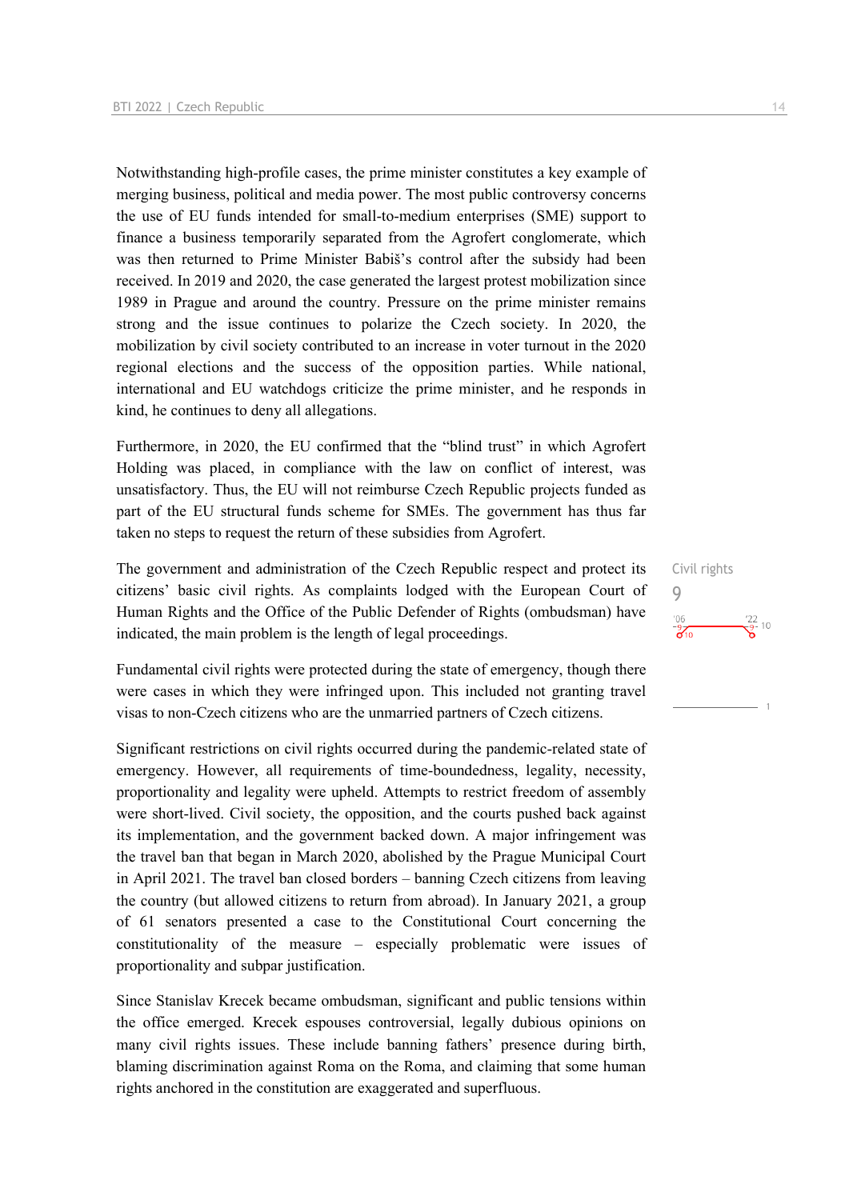Notwithstanding high-profile cases, the prime minister constitutes a key example of merging business, political and media power. The most public controversy concerns the use of EU funds intended for small-to-medium enterprises (SME) support to finance a business temporarily separated from the Agrofert conglomerate, which was then returned to Prime Minister Babiš's control after the subsidy had been received. In 2019 and 2020, the case generated the largest protest mobilization since 1989 in Prague and around the country. Pressure on the prime minister remains strong and the issue continues to polarize the Czech society. In 2020, the mobilization by civil society contributed to an increase in voter turnout in the 2020 regional elections and the success of the opposition parties. While national, international and EU watchdogs criticize the prime minister, and he responds in kind, he continues to deny all allegations.

Furthermore, in 2020, the EU confirmed that the "blind trust" in which Agrofert Holding was placed, in compliance with the law on conflict of interest, was unsatisfactory. Thus, the EU will not reimburse Czech Republic projects funded as part of the EU structural funds scheme for SMEs. The government has thus far taken no steps to request the return of these subsidies from Agrofert.

Civil rights
9

'06: 9 | '22: 9 | 10 | 1

The government and administration of the Czech Republic respect and protect its citizens' basic civil rights. As complaints lodged with the European Court of Human Rights and the Office of the Public Defender of Rights (ombudsman) have indicated, the main problem is the length of legal proceedings.

Fundamental civil rights were protected during the state of emergency, though there were cases in which they were infringed upon. This included not granting travel visas to non-Czech citizens who are the unmarried partners of Czech citizens.

Significant restrictions on civil rights occurred during the pandemic-related state of emergency. However, all requirements of time-boundedness, legality, necessity, proportionality and legality were upheld. Attempts to restrict freedom of assembly were short-lived. Civil society, the opposition, and the courts pushed back against its implementation, and the government backed down. A major infringement was the travel ban that began in March 2020, abolished by the Prague Municipal Court in April 2021. The travel ban closed borders – banning Czech citizens from leaving the country (but allowed citizens to return from abroad). In January 2021, a group of 61 senators presented a case to the Constitutional Court concerning the constitutionality of the measure – especially problematic were issues of proportionality and subpar justification.

Since Stanislav Krecek became ombudsman, significant and public tensions within the office emerged. Krecek espouses controversial, legally dubious opinions on many civil rights issues. These include banning fathers' presence during birth, blaming discrimination against Roma on the Roma, and claiming that some human rights anchored in the constitution are exaggerated and superfluous.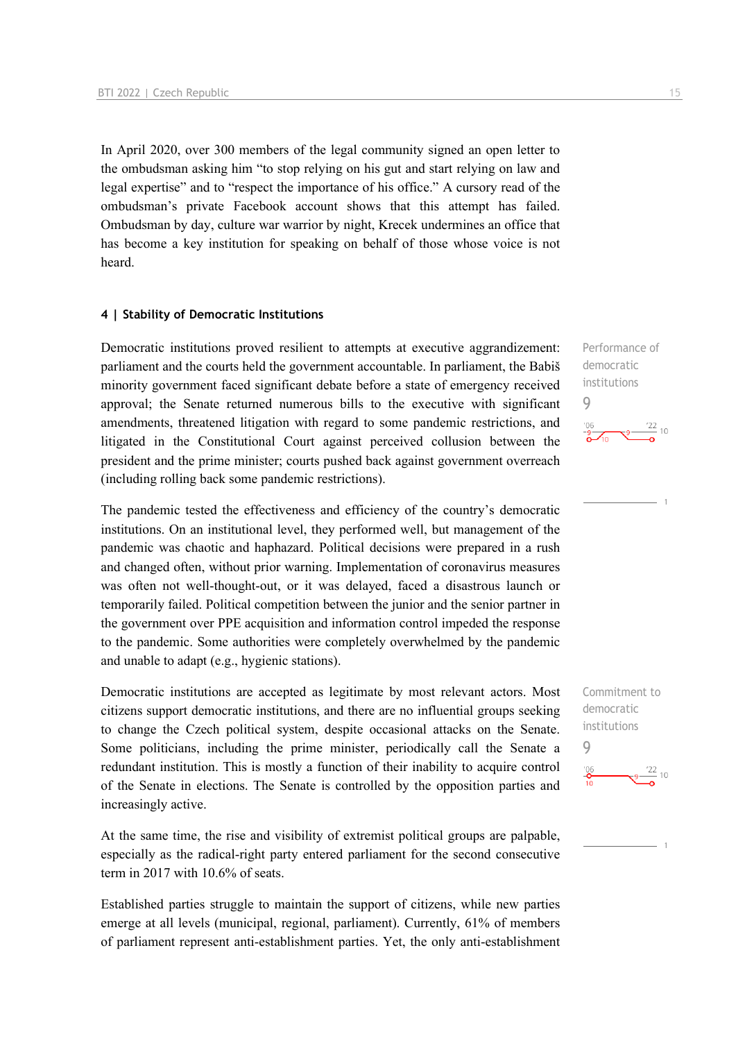In April 2020, over 300 members of the legal community signed an open letter to the ombudsman asking him "to stop relying on his gut and start relying on law and legal expertise" and to "respect the importance of his office." A cursory read of the ombudsman's private Facebook account shows that this attempt has failed. Ombudsman by day, culture war warrior by night, Krecek undermines an office that has become a key institution for speaking on behalf of those whose voice is not heard.

## 4 | Stability of Democratic Institutions

Performance of democratic institutions
9

Democratic institutions proved resilient to attempts at executive aggrandizement: parliament and the courts held the government accountable. In parliament, the Babiš minority government faced significant debate before a state of emergency received approval; the Senate returned numerous bills to the executive with significant amendments, threatened litigation with regard to some pandemic restrictions, and litigated in the Constitutional Court against perceived collusion between the president and the prime minister; courts pushed back against government overreach (including rolling back some pandemic restrictions).

The pandemic tested the effectiveness and efficiency of the country's democratic institutions. On an institutional level, they performed well, but management of the pandemic was chaotic and haphazard. Political decisions were prepared in a rush and changed often, without prior warning. Implementation of coronavirus measures was often not well-thought-out, or it was delayed, faced a disastrous launch or temporarily failed. Political competition between the junior and the senior partner in the government over PPE acquisition and information control impeded the response to the pandemic. Some authorities were completely overwhelmed by the pandemic and unable to adapt (e.g., hygienic stations).

Commitment to democratic institutions
9

Democratic institutions are accepted as legitimate by most relevant actors. Most citizens support democratic institutions, and there are no influential groups seeking to change the Czech political system, despite occasional attacks on the Senate. Some politicians, including the prime minister, periodically call the Senate a redundant institution. This is mostly a function of their inability to acquire control of the Senate in elections. The Senate is controlled by the opposition parties and increasingly active.

At the same time, the rise and visibility of extremist political groups are palpable, especially as the radical-right party entered parliament for the second consecutive term in 2017 with 10.6% of seats.

Established parties struggle to maintain the support of citizens, while new parties emerge at all levels (municipal, regional, parliament). Currently, 61% of members of parliament represent anti-establishment parties. Yet, the only anti-establishment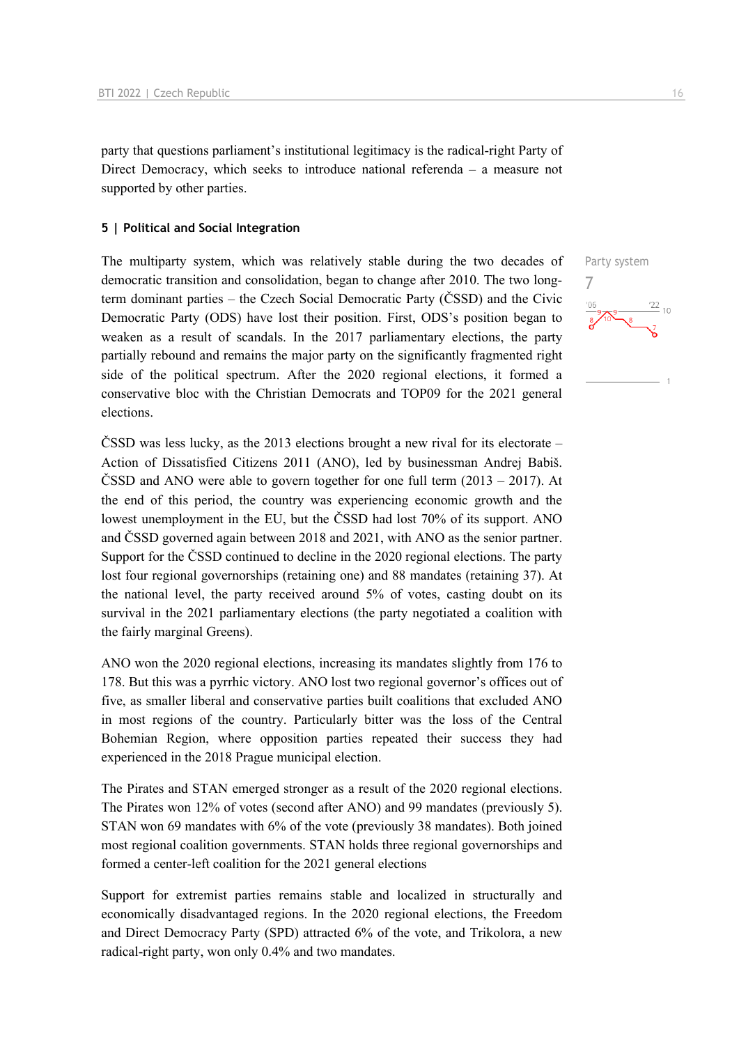party that questions parliament's institutional legitimacy is the radical-right Party of Direct Democracy, which seeks to introduce national referenda – a measure not supported by other parties.

### 5 | Political and Social Integration

Party system
7

The multiparty system, which was relatively stable during the two decades of democratic transition and consolidation, began to change after 2010. The two long-term dominant parties – the Czech Social Democratic Party (ČSSD) and the Civic Democratic Party (ODS) have lost their position. First, ODS's position began to weaken as a result of scandals. In the 2017 parliamentary elections, the party partially rebound and remains the major party on the significantly fragmented right side of the political spectrum. After the 2020 regional elections, it formed a conservative bloc with the Christian Democrats and TOP09 for the 2021 general elections.

ČSSD was less lucky, as the 2013 elections brought a new rival for its electorate – Action of Dissatisfied Citizens 2011 (ANO), led by businessman Andrej Babiš. ČSSD and ANO were able to govern together for one full term (2013 – 2017). At the end of this period, the country was experiencing economic growth and the lowest unemployment in the EU, but the ČSSD had lost 70% of its support. ANO and ČSSD governed again between 2018 and 2021, with ANO as the senior partner. Support for the ČSSD continued to decline in the 2020 regional elections. The party lost four regional governorships (retaining one) and 88 mandates (retaining 37). At the national level, the party received around 5% of votes, casting doubt on its survival in the 2021 parliamentary elections (the party negotiated a coalition with the fairly marginal Greens).

ANO won the 2020 regional elections, increasing its mandates slightly from 176 to 178. But this was a pyrrhic victory. ANO lost two regional governor's offices out of five, as smaller liberal and conservative parties built coalitions that excluded ANO in most regions of the country. Particularly bitter was the loss of the Central Bohemian Region, where opposition parties repeated their success they had experienced in the 2018 Prague municipal election.

The Pirates and STAN emerged stronger as a result of the 2020 regional elections. The Pirates won 12% of votes (second after ANO) and 99 mandates (previously 5). STAN won 69 mandates with 6% of the vote (previously 38 mandates). Both joined most regional coalition governments. STAN holds three regional governorships and formed a center-left coalition for the 2021 general elections

Support for extremist parties remains stable and localized in structurally and economically disadvantaged regions. In the 2020 regional elections, the Freedom and Direct Democracy Party (SPD) attracted 6% of the vote, and Trikolora, a new radical-right party, won only 0.4% and two mandates.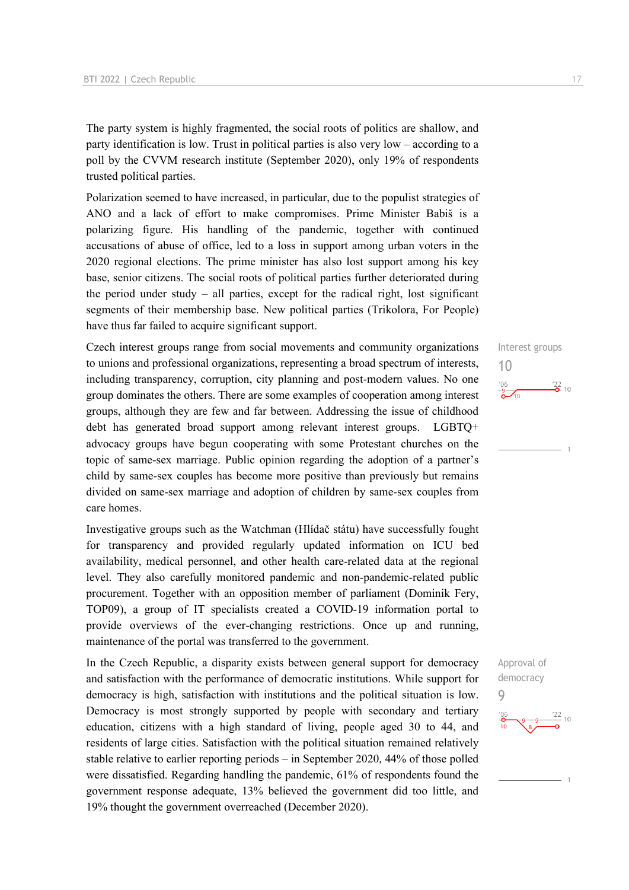The party system is highly fragmented, the social roots of politics are shallow, and party identification is low. Trust in political parties is also very low – according to a poll by the CVVM research institute (September 2020), only 19% of respondents trusted political parties.

Polarization seemed to have increased, in particular, due to the populist strategies of ANO and a lack of effort to make compromises. Prime Minister Babiš is a polarizing figure. His handling of the pandemic, together with continued accusations of abuse of office, led to a loss in support among urban voters in the 2020 regional elections. The prime minister has also lost support among his key base, senior citizens. The social roots of political parties further deteriorated during the period under study – all parties, except for the radical right, lost significant segments of their membership base. New political parties (Trikolora, For People) have thus far failed to acquire significant support.

Interest groups
10

Czech interest groups range from social movements and community organizations to unions and professional organizations, representing a broad spectrum of interests, including transparency, corruption, city planning and post-modern values. No one group dominates the others. There are some examples of cooperation among interest groups, although they are few and far between. Addressing the issue of childhood debt has generated broad support among relevant interest groups. LGBTQ+ advocacy groups have begun cooperating with some Protestant churches on the topic of same-sex marriage. Public opinion regarding the adoption of a partner's child by same-sex couples has become more positive than previously but remains divided on same-sex marriage and adoption of children by same-sex couples from care homes.

Investigative groups such as the Watchman (Hlídač státu) have successfully fought for transparency and provided regularly updated information on ICU bed availability, medical personnel, and other health care-related data at the regional level. They also carefully monitored pandemic and non-pandemic-related public procurement. Together with an opposition member of parliament (Dominik Fery, TOP09), a group of IT specialists created a COVID-19 information portal to provide overviews of the ever-changing restrictions. Once up and running, maintenance of the portal was transferred to the government.

Approval of democracy
9

In the Czech Republic, a disparity exists between general support for democracy and satisfaction with the performance of democratic institutions. While support for democracy is high, satisfaction with institutions and the political situation is low. Democracy is most strongly supported by people with secondary and tertiary education, citizens with a high standard of living, people aged 30 to 44, and residents of large cities. Satisfaction with the political situation remained relatively stable relative to earlier reporting periods – in September 2020, 44% of those polled were dissatisfied. Regarding handling the pandemic, 61% of respondents found the government response adequate, 13% believed the government did too little, and 19% thought the government overreached (December 2020).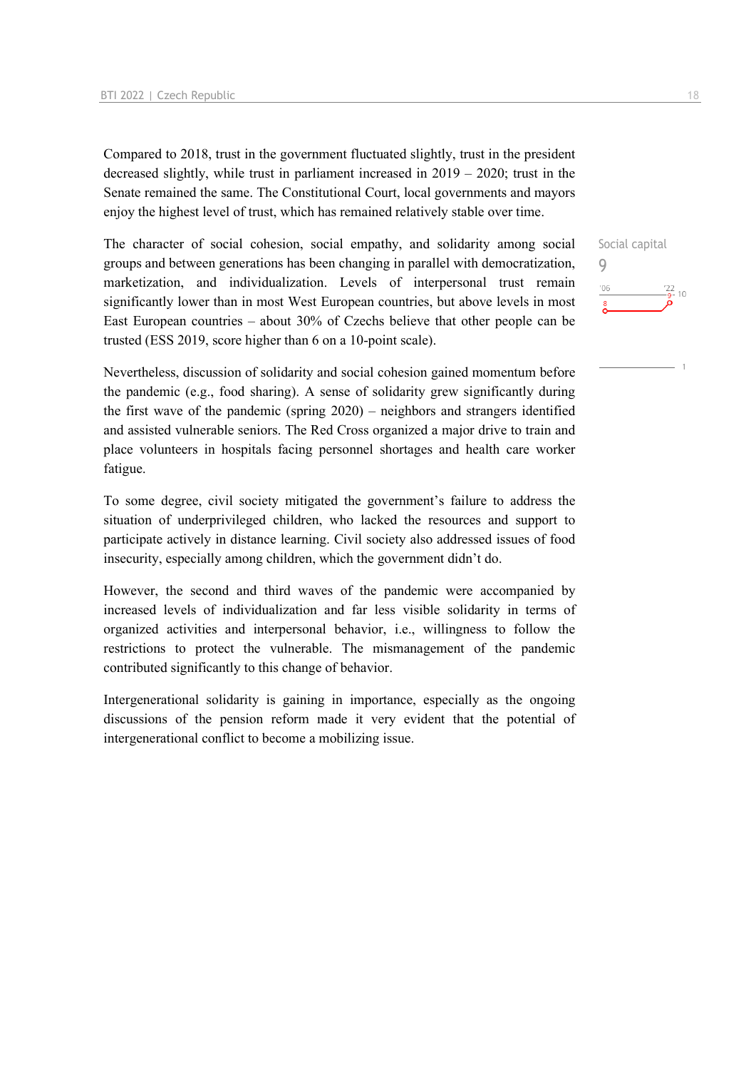Compared to 2018, trust in the government fluctuated slightly, trust in the president decreased slightly, while trust in parliament increased in 2019 – 2020; trust in the Senate remained the same. The Constitutional Court, local governments and mayors enjoy the highest level of trust, which has remained relatively stable over time.

Social capital
9

'06 '22
8 9 10
1

The character of social cohesion, social empathy, and solidarity among social groups and between generations has been changing in parallel with democratization, marketization, and individualization. Levels of interpersonal trust remain significantly lower than in most West European countries, but above levels in most East European countries – about 30% of Czechs believe that other people can be trusted (ESS 2019, score higher than 6 on a 10-point scale).

Nevertheless, discussion of solidarity and social cohesion gained momentum before the pandemic (e.g., food sharing). A sense of solidarity grew significantly during the first wave of the pandemic (spring 2020) – neighbors and strangers identified and assisted vulnerable seniors. The Red Cross organized a major drive to train and place volunteers in hospitals facing personnel shortages and health care worker fatigue.

To some degree, civil society mitigated the government's failure to address the situation of underprivileged children, who lacked the resources and support to participate actively in distance learning. Civil society also addressed issues of food insecurity, especially among children, which the government didn't do.

However, the second and third waves of the pandemic were accompanied by increased levels of individualization and far less visible solidarity in terms of organized activities and interpersonal behavior, i.e., willingness to follow the restrictions to protect the vulnerable. The mismanagement of the pandemic contributed significantly to this change of behavior.

Intergenerational solidarity is gaining in importance, especially as the ongoing discussions of the pension reform made it very evident that the potential of intergenerational conflict to become a mobilizing issue.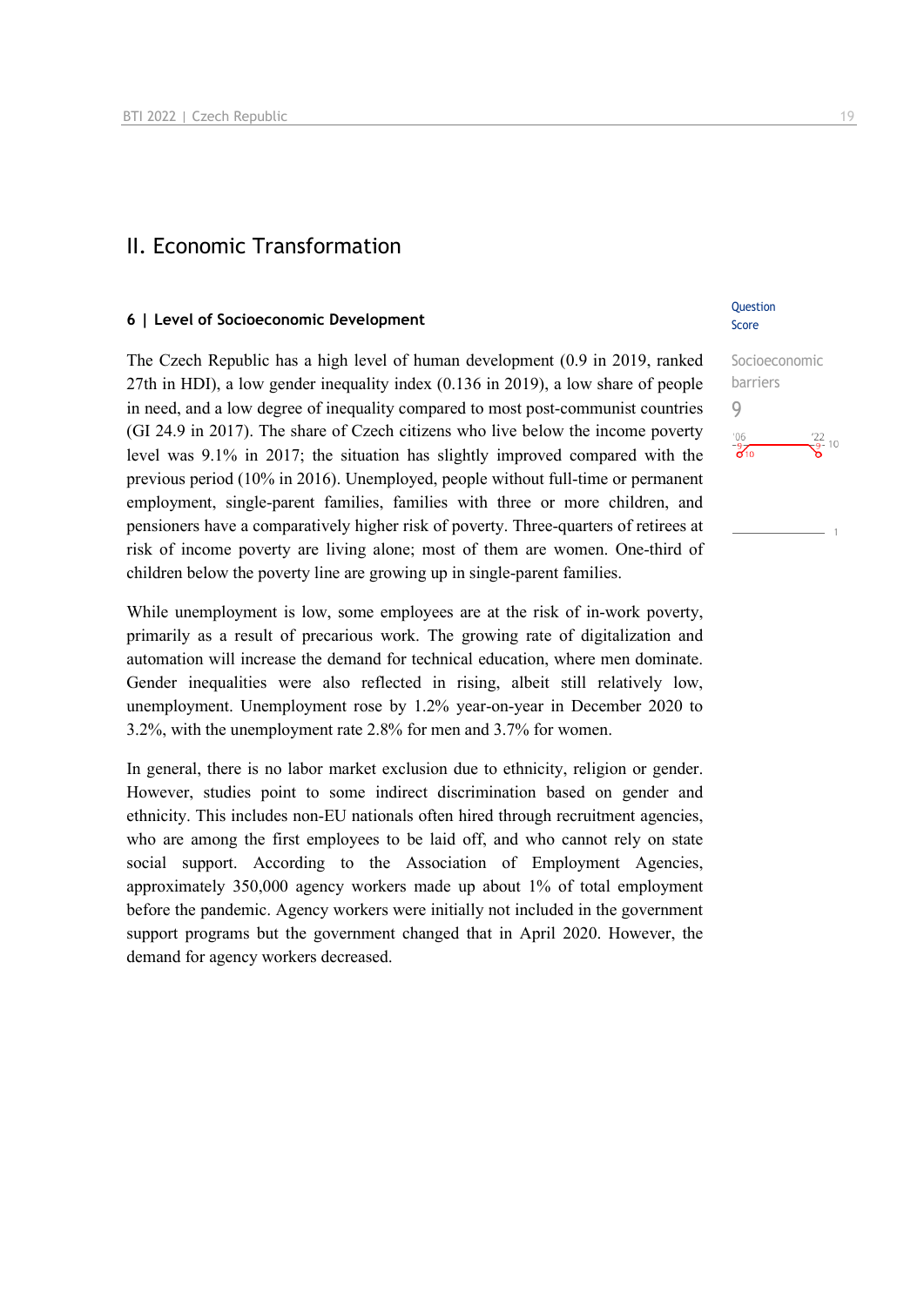## II. Economic Transformation

### 6 | Level of Socioeconomic Development

Question Score

Socioeconomic barriers

9

The Czech Republic has a high level of human development (0.9 in 2019, ranked 27th in HDI), a low gender inequality index (0.136 in 2019), a low share of people in need, and a low degree of inequality compared to most post-communist countries (GI 24.9 in 2017). The share of Czech citizens who live below the income poverty level was 9.1% in 2017; the situation has slightly improved compared with the previous period (10% in 2016). Unemployed, people without full-time or permanent employment, single-parent families, families with three or more children, and pensioners have a comparatively higher risk of poverty. Three-quarters of retirees at risk of income poverty are living alone; most of them are women. One-third of children below the poverty line are growing up in single-parent families.

While unemployment is low, some employees are at the risk of in-work poverty, primarily as a result of precarious work. The growing rate of digitalization and automation will increase the demand for technical education, where men dominate. Gender inequalities were also reflected in rising, albeit still relatively low, unemployment. Unemployment rose by 1.2% year-on-year in December 2020 to 3.2%, with the unemployment rate 2.8% for men and 3.7% for women.

In general, there is no labor market exclusion due to ethnicity, religion or gender. However, studies point to some indirect discrimination based on gender and ethnicity. This includes non-EU nationals often hired through recruitment agencies, who are among the first employees to be laid off, and who cannot rely on state social support. According to the Association of Employment Agencies, approximately 350,000 agency workers made up about 1% of total employment before the pandemic. Agency workers were initially not included in the government support programs but the government changed that in April 2020. However, the demand for agency workers decreased.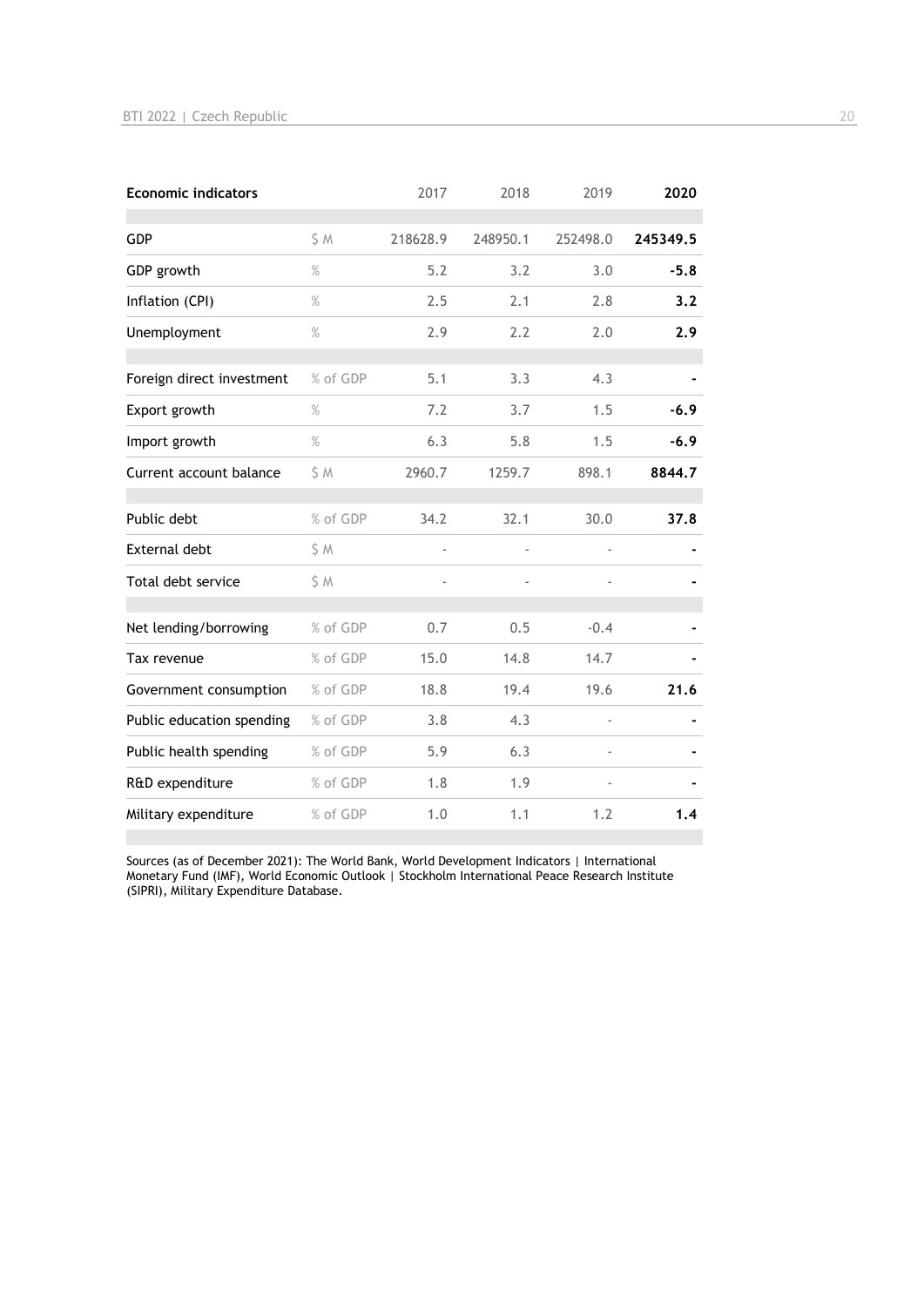| Economic indicators | | 2017 | 2018 | 2019 | **2020** |
|---|---|---|---|---|---|
| GDP | $ M | 218628.9 | 248950.1 | 252498.0 | **245349.5** |
| GDP growth | % | 5.2 | 3.2 | 3.0 | **-5.8** |
| Inflation (CPI) | % | 2.5 | 2.1 | 2.8 | **3.2** |
| Unemployment | % | 2.9 | 2.2 | 2.0 | **2.9** |
| Foreign direct investment | % of GDP | 5.1 | 3.3 | 4.3 | **-** |
| Export growth | % | 7.2 | 3.7 | 1.5 | **-6.9** |
| Import growth | % | 6.3 | 5.8 | 1.5 | **-6.9** |
| Current account balance | $ M | 2960.7 | 1259.7 | 898.1 | **8844.7** |
| Public debt | % of GDP | 34.2 | 32.1 | 30.0 | **37.8** |
| External debt | $ M | - | - | - | **-** |
| Total debt service | $ M | - | - | - | **-** |
| Net lending/borrowing | % of GDP | 0.7 | 0.5 | -0.4 | **-** |
| Tax revenue | % of GDP | 15.0 | 14.8 | 14.7 | **-** |
| Government consumption | % of GDP | 18.8 | 19.4 | 19.6 | **21.6** |
| Public education spending | % of GDP | 3.8 | 4.3 | - | **-** |
| Public health spending | % of GDP | 5.9 | 6.3 | - | **-** |
| R&D expenditure | % of GDP | 1.8 | 1.9 | - | **-** |
| Military expenditure | % of GDP | 1.0 | 1.1 | 1.2 | **1.4** |

Sources (as of December 2021): The World Bank, World Development Indicators | International Monetary Fund (IMF), World Economic Outlook | Stockholm International Peace Research Institute (SIPRI), Military Expenditure Database.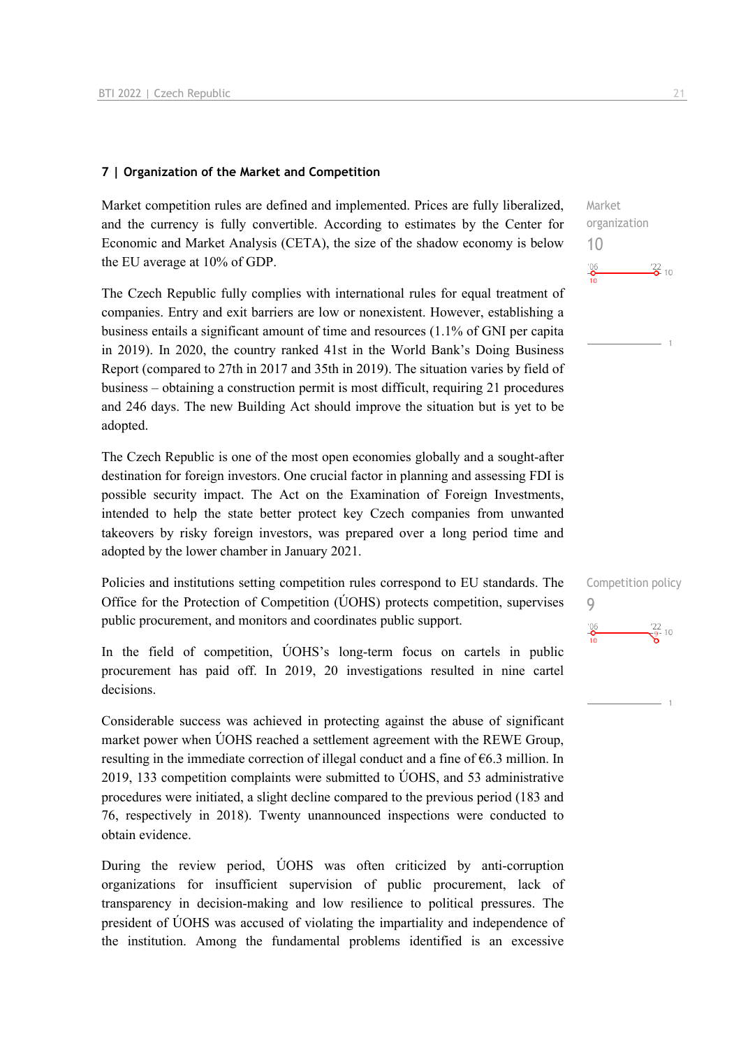## 7 | Organization of the Market and Competition

Market organization
10

Market competition rules are defined and implemented. Prices are fully liberalized, and the currency is fully convertible. According to estimates by the Center for Economic and Market Analysis (CETA), the size of the shadow economy is below the EU average at 10% of GDP.

The Czech Republic fully complies with international rules for equal treatment of companies. Entry and exit barriers are low or nonexistent. However, establishing a business entails a significant amount of time and resources (1.1% of GNI per capita in 2019). In 2020, the country ranked 41st in the World Bank's Doing Business Report (compared to 27th in 2017 and 35th in 2019). The situation varies by field of business – obtaining a construction permit is most difficult, requiring 21 procedures and 246 days. The new Building Act should improve the situation but is yet to be adopted.

The Czech Republic is one of the most open economies globally and a sought-after destination for foreign investors. One crucial factor in planning and assessing FDI is possible security impact. The Act on the Examination of Foreign Investments, intended to help the state better protect key Czech companies from unwanted takeovers by risky foreign investors, was prepared over a long period time and adopted by the lower chamber in January 2021.

Competition policy
9

Policies and institutions setting competition rules correspond to EU standards. The Office for the Protection of Competition (ÚOHS) protects competition, supervises public procurement, and monitors and coordinates public support.

In the field of competition, ÚOHS's long-term focus on cartels in public procurement has paid off. In 2019, 20 investigations resulted in nine cartel decisions.

Considerable success was achieved in protecting against the abuse of significant market power when ÚOHS reached a settlement agreement with the REWE Group, resulting in the immediate correction of illegal conduct and a fine of €6.3 million. In 2019, 133 competition complaints were submitted to ÚOHS, and 53 administrative procedures were initiated, a slight decline compared to the previous period (183 and 76, respectively in 2018). Twenty unannounced inspections were conducted to obtain evidence.

During the review period, ÚOHS was often criticized by anti-corruption organizations for insufficient supervision of public procurement, lack of transparency in decision-making and low resilience to political pressures. The president of ÚOHS was accused of violating the impartiality and independence of the institution. Among the fundamental problems identified is an excessive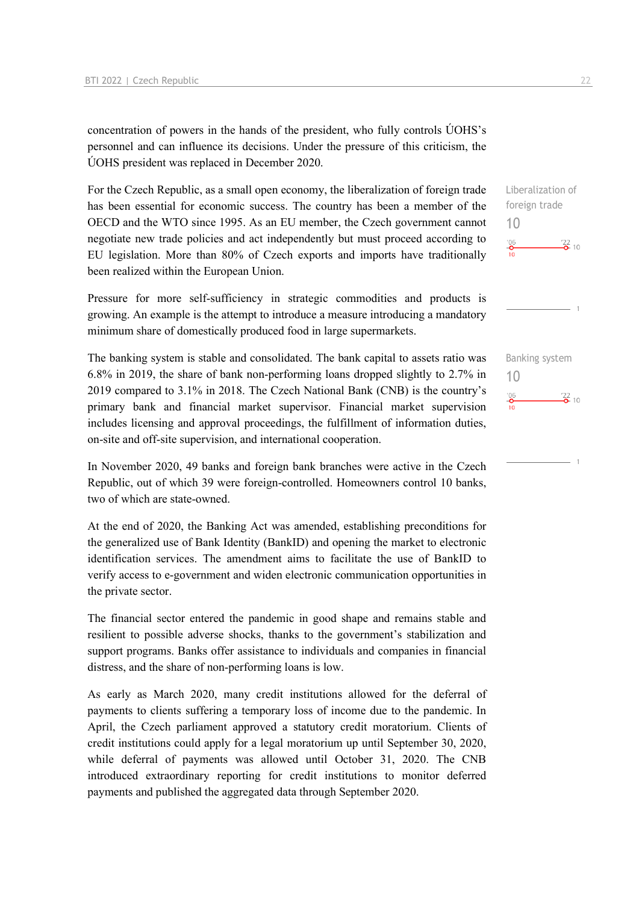concentration of powers in the hands of the president, who fully controls ÚOHS's personnel and can influence its decisions. Under the pressure of this criticism, the ÚOHS president was replaced in December 2020.

For the Czech Republic, as a small open economy, the liberalization of foreign trade has been essential for economic success. The country has been a member of the OECD and the WTO since 1995. As an EU member, the Czech government cannot negotiate new trade policies and act independently but must proceed according to EU legislation. More than 80% of Czech exports and imports have traditionally been realized within the European Union.

Liberalization of foreign trade
10
'06 10 — '22 10

Pressure for more self-sufficiency in strategic commodities and products is growing. An example is the attempt to introduce a measure introducing a mandatory minimum share of domestically produced food in large supermarkets.

The banking system is stable and consolidated. The bank capital to assets ratio was 6.8% in 2019, the share of bank non-performing loans dropped slightly to 2.7% in 2019 compared to 3.1% in 2018. The Czech National Bank (CNB) is the country's primary bank and financial market supervisor. Financial market supervision includes licensing and approval proceedings, the fulfillment of information duties, on-site and off-site supervision, and international cooperation.

Banking system
10
'06 10 — '22 10

In November 2020, 49 banks and foreign bank branches were active in the Czech Republic, out of which 39 were foreign-controlled. Homeowners control 10 banks, two of which are state-owned.

At the end of 2020, the Banking Act was amended, establishing preconditions for the generalized use of Bank Identity (BankID) and opening the market to electronic identification services. The amendment aims to facilitate the use of BankID to verify access to e-government and widen electronic communication opportunities in the private sector.

The financial sector entered the pandemic in good shape and remains stable and resilient to possible adverse shocks, thanks to the government's stabilization and support programs. Banks offer assistance to individuals and companies in financial distress, and the share of non-performing loans is low.

As early as March 2020, many credit institutions allowed for the deferral of payments to clients suffering a temporary loss of income due to the pandemic. In April, the Czech parliament approved a statutory credit moratorium. Clients of credit institutions could apply for a legal moratorium up until September 30, 2020, while deferral of payments was allowed until October 31, 2020. The CNB introduced extraordinary reporting for credit institutions to monitor deferred payments and published the aggregated data through September 2020.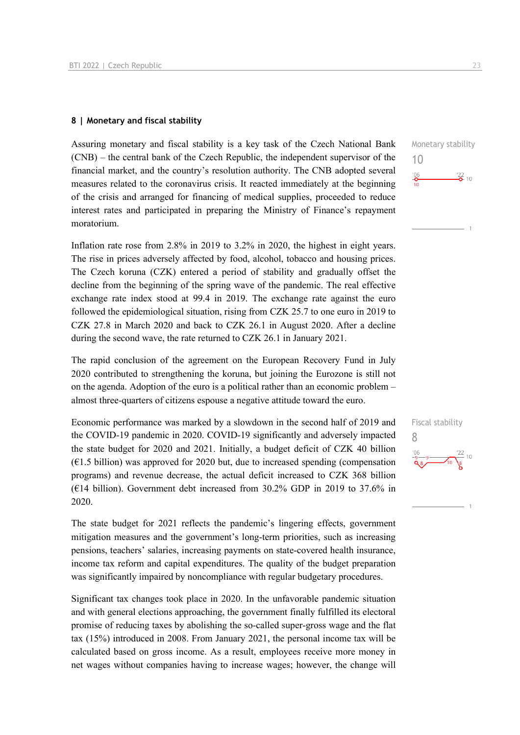## 8 | Monetary and fiscal stability

Monetary stability
10

Assuring monetary and fiscal stability is a key task of the Czech National Bank (CNB) – the central bank of the Czech Republic, the independent supervisor of the financial market, and the country's resolution authority. The CNB adopted several measures related to the coronavirus crisis. It reacted immediately at the beginning of the crisis and arranged for financing of medical supplies, proceeded to reduce interest rates and participated in preparing the Ministry of Finance's repayment moratorium.

Inflation rate rose from 2.8% in 2019 to 3.2% in 2020, the highest in eight years. The rise in prices adversely affected by food, alcohol, tobacco and housing prices. The Czech koruna (CZK) entered a period of stability and gradually offset the decline from the beginning of the spring wave of the pandemic. The real effective exchange rate index stood at 99.4 in 2019. The exchange rate against the euro followed the epidemiological situation, rising from CZK 25.7 to one euro in 2019 to CZK 27.8 in March 2020 and back to CZK 26.1 in August 2020. After a decline during the second wave, the rate returned to CZK 26.1 in January 2021.

The rapid conclusion of the agreement on the European Recovery Fund in July 2020 contributed to strengthening the koruna, but joining the Eurozone is still not on the agenda. Adoption of the euro is a political rather than an economic problem – almost three-quarters of citizens espouse a negative attitude toward the euro.

Fiscal stability
8

Economic performance was marked by a slowdown in the second half of 2019 and the COVID-19 pandemic in 2020. COVID-19 significantly and adversely impacted the state budget for 2020 and 2021. Initially, a budget deficit of CZK 40 billion (€1.5 billion) was approved for 2020 but, due to increased spending (compensation programs) and revenue decrease, the actual deficit increased to CZK 368 billion (€14 billion). Government debt increased from 30.2% GDP in 2019 to 37.6% in 2020.

The state budget for 2021 reflects the pandemic's lingering effects, government mitigation measures and the government's long-term priorities, such as increasing pensions, teachers' salaries, increasing payments on state-covered health insurance, income tax reform and capital expenditures. The quality of the budget preparation was significantly impaired by noncompliance with regular budgetary procedures.

Significant tax changes took place in 2020. In the unfavorable pandemic situation and with general elections approaching, the government finally fulfilled its electoral promise of reducing taxes by abolishing the so-called super-gross wage and the flat tax (15%) introduced in 2008. From January 2021, the personal income tax will be calculated based on gross income. As a result, employees receive more money in net wages without companies having to increase wages; however, the change will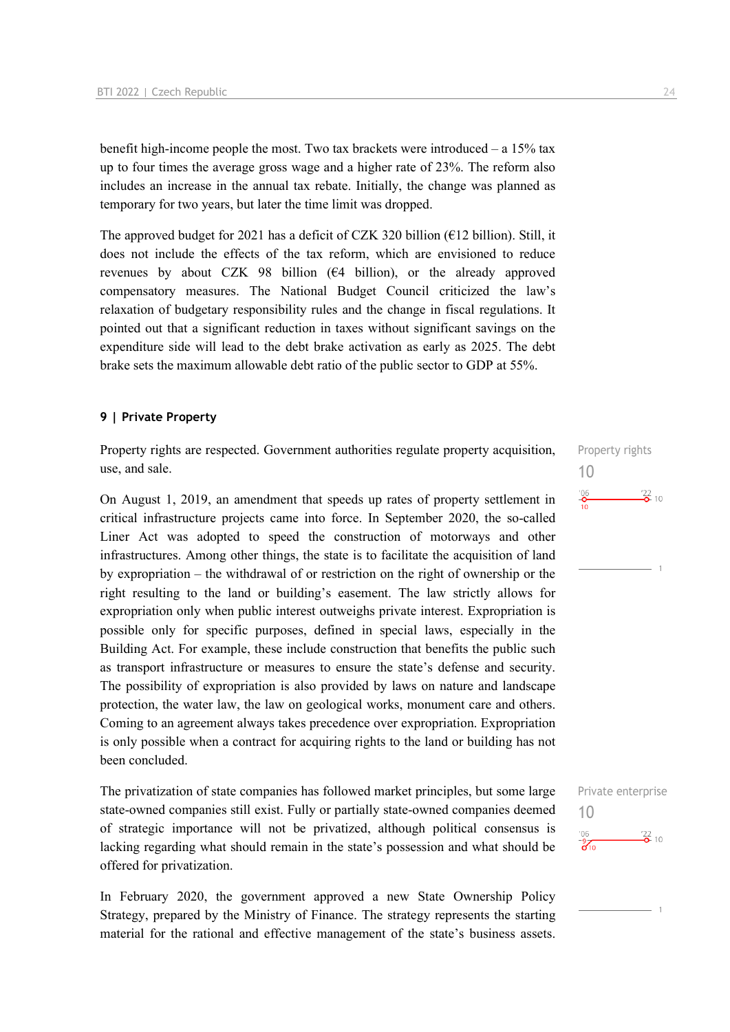benefit high-income people the most. Two tax brackets were introduced – a 15% tax up to four times the average gross wage and a higher rate of 23%. The reform also includes an increase in the annual tax rebate. Initially, the change was planned as temporary for two years, but later the time limit was dropped.

The approved budget for 2021 has a deficit of CZK 320 billion (€12 billion). Still, it does not include the effects of the tax reform, which are envisioned to reduce revenues by about CZK 98 billion (€4 billion), or the already approved compensatory measures. The National Budget Council criticized the law's relaxation of budgetary responsibility rules and the change in fiscal regulations. It pointed out that a significant reduction in taxes without significant savings on the expenditure side will lead to the debt brake activation as early as 2025. The debt brake sets the maximum allowable debt ratio of the public sector to GDP at 55%.

## 9 | Private Property

Property rights
10

Property rights are respected. Government authorities regulate property acquisition, use, and sale.

On August 1, 2019, an amendment that speeds up rates of property settlement in critical infrastructure projects came into force. In September 2020, the so-called Liner Act was adopted to speed the construction of motorways and other infrastructures. Among other things, the state is to facilitate the acquisition of land by expropriation – the withdrawal of or restriction on the right of ownership or the right resulting to the land or building's easement. The law strictly allows for expropriation only when public interest outweighs private interest. Expropriation is possible only for specific purposes, defined in special laws, especially in the Building Act. For example, these include construction that benefits the public such as transport infrastructure or measures to ensure the state's defense and security. The possibility of expropriation is also provided by laws on nature and landscape protection, the water law, the law on geological works, monument care and others. Coming to an agreement always takes precedence over expropriation. Expropriation is only possible when a contract for acquiring rights to the land or building has not been concluded.

Private enterprise
10

The privatization of state companies has followed market principles, but some large state-owned companies still exist. Fully or partially state-owned companies deemed of strategic importance will not be privatized, although political consensus is lacking regarding what should remain in the state's possession and what should be offered for privatization.

In February 2020, the government approved a new State Ownership Policy Strategy, prepared by the Ministry of Finance. The strategy represents the starting material for the rational and effective management of the state's business assets.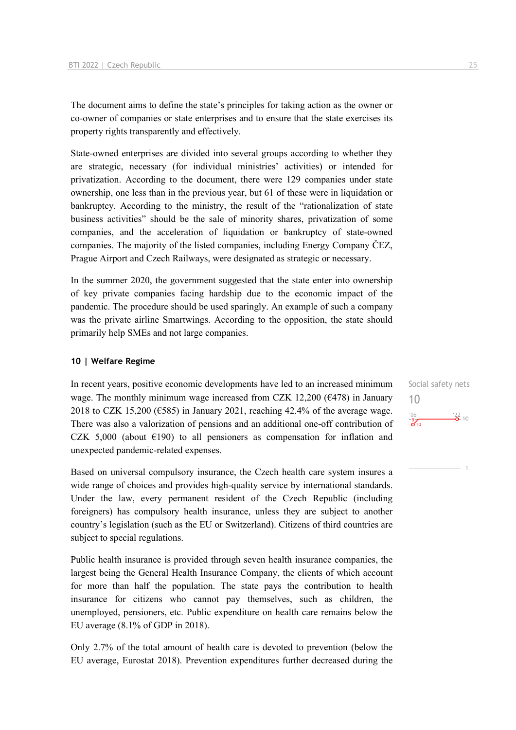The document aims to define the state's principles for taking action as the owner or co-owner of companies or state enterprises and to ensure that the state exercises its property rights transparently and effectively.

State-owned enterprises are divided into several groups according to whether they are strategic, necessary (for individual ministries' activities) or intended for privatization. According to the document, there were 129 companies under state ownership, one less than in the previous year, but 61 of these were in liquidation or bankruptcy. According to the ministry, the result of the "rationalization of state business activities" should be the sale of minority shares, privatization of some companies, and the acceleration of liquidation or bankruptcy of state-owned companies. The majority of the listed companies, including Energy Company ČEZ, Prague Airport and Czech Railways, were designated as strategic or necessary.

In the summer 2020, the government suggested that the state enter into ownership of key private companies facing hardship due to the economic impact of the pandemic. The procedure should be used sparingly. An example of such a company was the private airline Smartwings. According to the opposition, the state should primarily help SMEs and not large companies.

### 10 | Welfare Regime

Social safety nets

10

In recent years, positive economic developments have led to an increased minimum wage. The monthly minimum wage increased from CZK 12,200 (€478) in January 2018 to CZK 15,200 (€585) in January 2021, reaching 42.4% of the average wage. There was also a valorization of pensions and an additional one-off contribution of CZK 5,000 (about €190) to all pensioners as compensation for inflation and unexpected pandemic-related expenses.

Based on universal compulsory insurance, the Czech health care system insures a wide range of choices and provides high-quality service by international standards. Under the law, every permanent resident of the Czech Republic (including foreigners) has compulsory health insurance, unless they are subject to another country's legislation (such as the EU or Switzerland). Citizens of third countries are subject to special regulations.

Public health insurance is provided through seven health insurance companies, the largest being the General Health Insurance Company, the clients of which account for more than half the population. The state pays the contribution to health insurance for citizens who cannot pay themselves, such as children, the unemployed, pensioners, etc. Public expenditure on health care remains below the EU average (8.1% of GDP in 2018).

Only 2.7% of the total amount of health care is devoted to prevention (below the EU average, Eurostat 2018). Prevention expenditures further decreased during the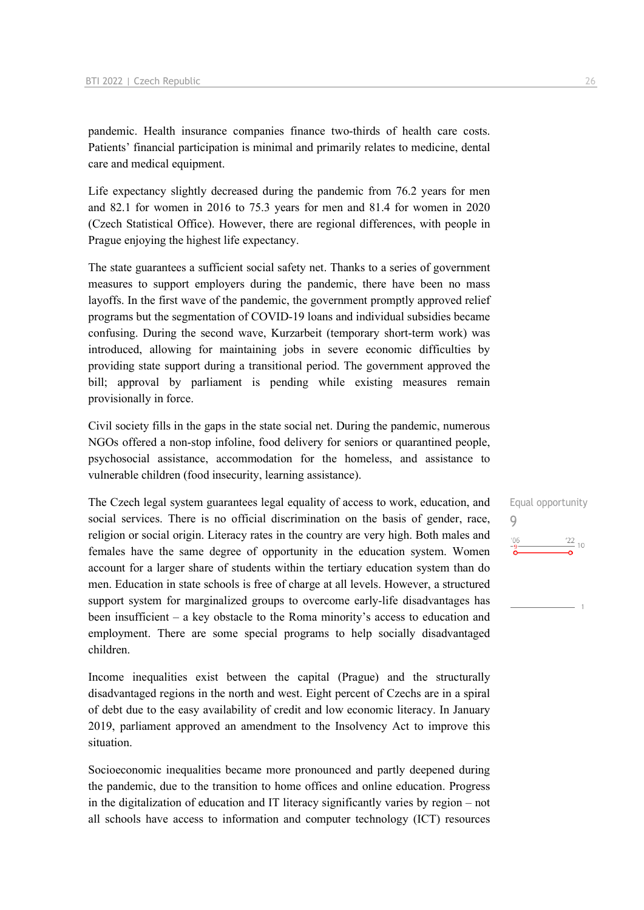pandemic. Health insurance companies finance two-thirds of health care costs. Patients' financial participation is minimal and primarily relates to medicine, dental care and medical equipment.

Life expectancy slightly decreased during the pandemic from 76.2 years for men and 82.1 for women in 2016 to 75.3 years for men and 81.4 for women in 2020 (Czech Statistical Office). However, there are regional differences, with people in Prague enjoying the highest life expectancy.

The state guarantees a sufficient social safety net. Thanks to a series of government measures to support employers during the pandemic, there have been no mass layoffs. In the first wave of the pandemic, the government promptly approved relief programs but the segmentation of COVID-19 loans and individual subsidies became confusing. During the second wave, Kurzarbeit (temporary short-term work) was introduced, allowing for maintaining jobs in severe economic difficulties by providing state support during a transitional period. The government approved the bill; approval by parliament is pending while existing measures remain provisionally in force.

Civil society fills in the gaps in the state social net. During the pandemic, numerous NGOs offered a non-stop infoline, food delivery for seniors or quarantined people, psychosocial assistance, accommodation for the homeless, and assistance to vulnerable children (food insecurity, learning assistance).

Equal opportunity
9

'06: 9 — '22: 9 (scale 1–10)

The Czech legal system guarantees legal equality of access to work, education, and social services. There is no official discrimination on the basis of gender, race, religion or social origin. Literacy rates in the country are very high. Both males and females have the same degree of opportunity in the education system. Women account for a larger share of students within the tertiary education system than do men. Education in state schools is free of charge at all levels. However, a structured support system for marginalized groups to overcome early-life disadvantages has been insufficient – a key obstacle to the Roma minority's access to education and employment. There are some special programs to help socially disadvantaged children.

Income inequalities exist between the capital (Prague) and the structurally disadvantaged regions in the north and west. Eight percent of Czechs are in a spiral of debt due to the easy availability of credit and low economic literacy. In January 2019, parliament approved an amendment to the Insolvency Act to improve this situation.

Socioeconomic inequalities became more pronounced and partly deepened during the pandemic, due to the transition to home offices and online education. Progress in the digitalization of education and IT literacy significantly varies by region – not all schools have access to information and computer technology (ICT) resources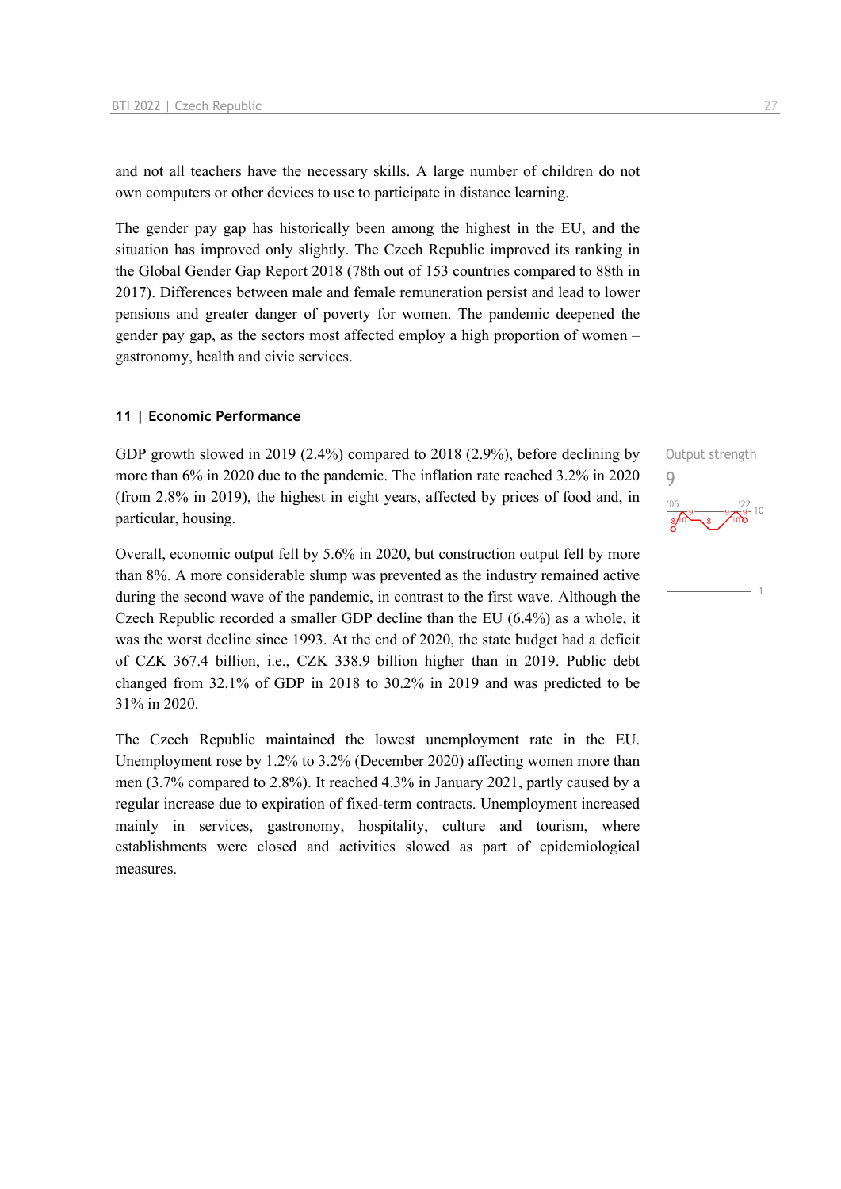and not all teachers have the necessary skills. A large number of children do not own computers or other devices to use to participate in distance learning.

The gender pay gap has historically been among the highest in the EU, and the situation has improved only slightly. The Czech Republic improved its ranking in the Global Gender Gap Report 2018 (78th out of 153 countries compared to 88th in 2017). Differences between male and female remuneration persist and lead to lower pensions and greater danger of poverty for women. The pandemic deepened the gender pay gap, as the sectors most affected employ a high proportion of women – gastronomy, health and civic services.

### 11 | Economic Performance

Output strength

9

GDP growth slowed in 2019 (2.4%) compared to 2018 (2.9%), before declining by more than 6% in 2020 due to the pandemic. The inflation rate reached 3.2% in 2020 (from 2.8% in 2019), the highest in eight years, affected by prices of food and, in particular, housing.

Overall, economic output fell by 5.6% in 2020, but construction output fell by more than 8%. A more considerable slump was prevented as the industry remained active during the second wave of the pandemic, in contrast to the first wave. Although the Czech Republic recorded a smaller GDP decline than the EU (6.4%) as a whole, it was the worst decline since 1993. At the end of 2020, the state budget had a deficit of CZK 367.4 billion, i.e., CZK 338.9 billion higher than in 2019. Public debt changed from 32.1% of GDP in 2018 to 30.2% in 2019 and was predicted to be 31% in 2020.

The Czech Republic maintained the lowest unemployment rate in the EU. Unemployment rose by 1.2% to 3.2% (December 2020) affecting women more than men (3.7% compared to 2.8%). It reached 4.3% in January 2021, partly caused by a regular increase due to expiration of fixed-term contracts. Unemployment increased mainly in services, gastronomy, hospitality, culture and tourism, where establishments were closed and activities slowed as part of epidemiological measures.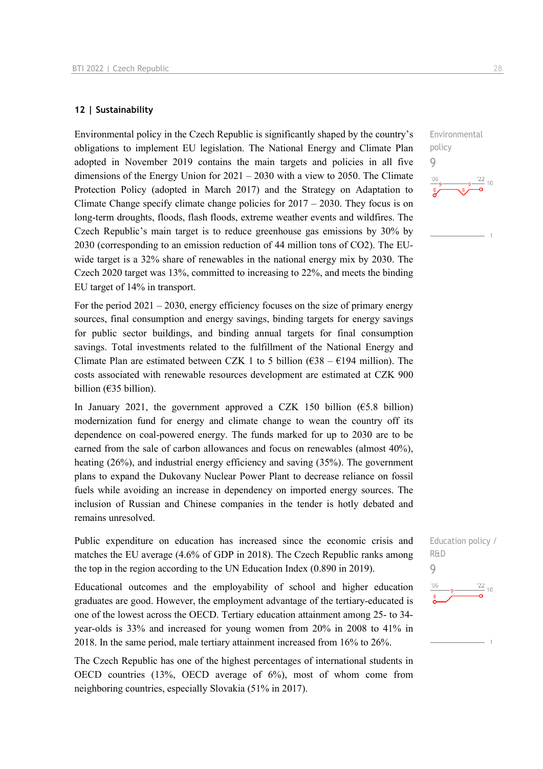## 12 | Sustainability

Environmental policy
9

Environmental policy in the Czech Republic is significantly shaped by the country's obligations to implement EU legislation. The National Energy and Climate Plan adopted in November 2019 contains the main targets and policies in all five dimensions of the Energy Union for 2021 – 2030 with a view to 2050. The Climate Protection Policy (adopted in March 2017) and the Strategy on Adaptation to Climate Change specify climate change policies for 2017 – 2030. They focus is on long-term droughts, floods, flash floods, extreme weather events and wildfires. The Czech Republic's main target is to reduce greenhouse gas emissions by 30% by 2030 (corresponding to an emission reduction of 44 million tons of CO2). The EU-wide target is a 32% share of renewables in the national energy mix by 2030. The Czech 2020 target was 13%, committed to increasing to 22%, and meets the binding EU target of 14% in transport.

For the period 2021 – 2030, energy efficiency focuses on the size of primary energy sources, final consumption and energy savings, binding targets for energy savings for public sector buildings, and binding annual targets for final consumption savings. Total investments related to the fulfillment of the National Energy and Climate Plan are estimated between CZK 1 to 5 billion (€38 – €194 million). The costs associated with renewable resources development are estimated at CZK 900 billion (€35 billion).

In January 2021, the government approved a CZK 150 billion (€5.8 billion) modernization fund for energy and climate change to wean the country off its dependence on coal-powered energy. The funds marked for up to 2030 are to be earned from the sale of carbon allowances and focus on renewables (almost 40%), heating (26%), and industrial energy efficiency and saving (35%). The government plans to expand the Dukovany Nuclear Power Plant to decrease reliance on fossil fuels while avoiding an increase in dependency on imported energy sources. The inclusion of Russian and Chinese companies in the tender is hotly debated and remains unresolved.

Education policy / R&D
9

Public expenditure on education has increased since the economic crisis and matches the EU average (4.6% of GDP in 2018). The Czech Republic ranks among the top in the region according to the UN Education Index (0.890 in 2019).

Educational outcomes and the employability of school and higher education graduates are good. However, the employment advantage of the tertiary-educated is one of the lowest across the OECD. Tertiary education attainment among 25- to 34-year-olds is 33% and increased for young women from 20% in 2008 to 41% in 2018. In the same period, male tertiary attainment increased from 16% to 26%.

The Czech Republic has one of the highest percentages of international students in OECD countries (13%, OECD average of 6%), most of whom come from neighboring countries, especially Slovakia (51% in 2017).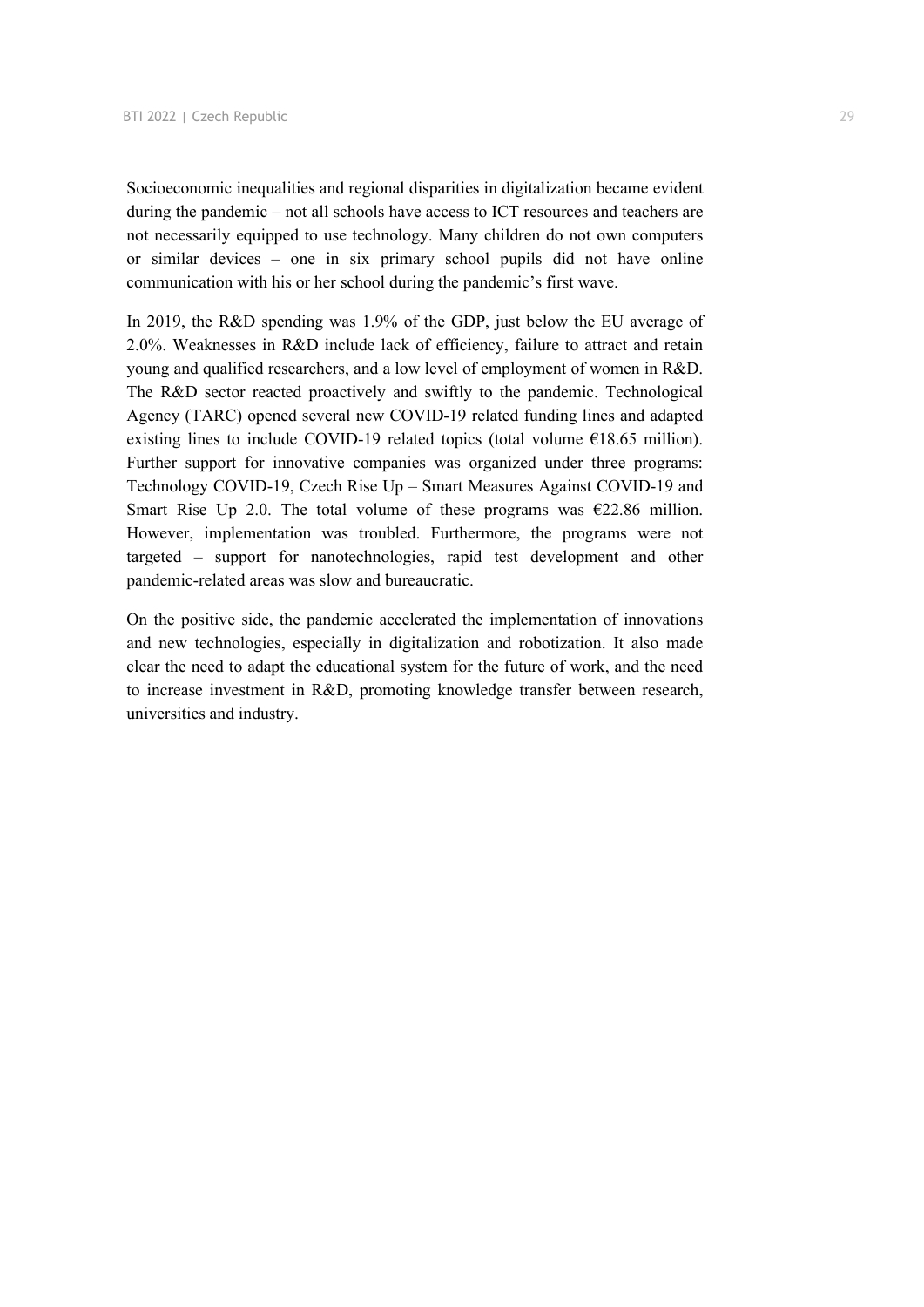Socioeconomic inequalities and regional disparities in digitalization became evident during the pandemic – not all schools have access to ICT resources and teachers are not necessarily equipped to use technology. Many children do not own computers or similar devices – one in six primary school pupils did not have online communication with his or her school during the pandemic's first wave.

In 2019, the R&D spending was 1.9% of the GDP, just below the EU average of 2.0%. Weaknesses in R&D include lack of efficiency, failure to attract and retain young and qualified researchers, and a low level of employment of women in R&D. The R&D sector reacted proactively and swiftly to the pandemic. Technological Agency (TARC) opened several new COVID-19 related funding lines and adapted existing lines to include COVID-19 related topics (total volume €18.65 million). Further support for innovative companies was organized under three programs: Technology COVID-19, Czech Rise Up – Smart Measures Against COVID-19 and Smart Rise Up 2.0. The total volume of these programs was €22.86 million. However, implementation was troubled. Furthermore, the programs were not targeted – support for nanotechnologies, rapid test development and other pandemic-related areas was slow and bureaucratic.

On the positive side, the pandemic accelerated the implementation of innovations and new technologies, especially in digitalization and robotization. It also made clear the need to adapt the educational system for the future of work, and the need to increase investment in R&D, promoting knowledge transfer between research, universities and industry.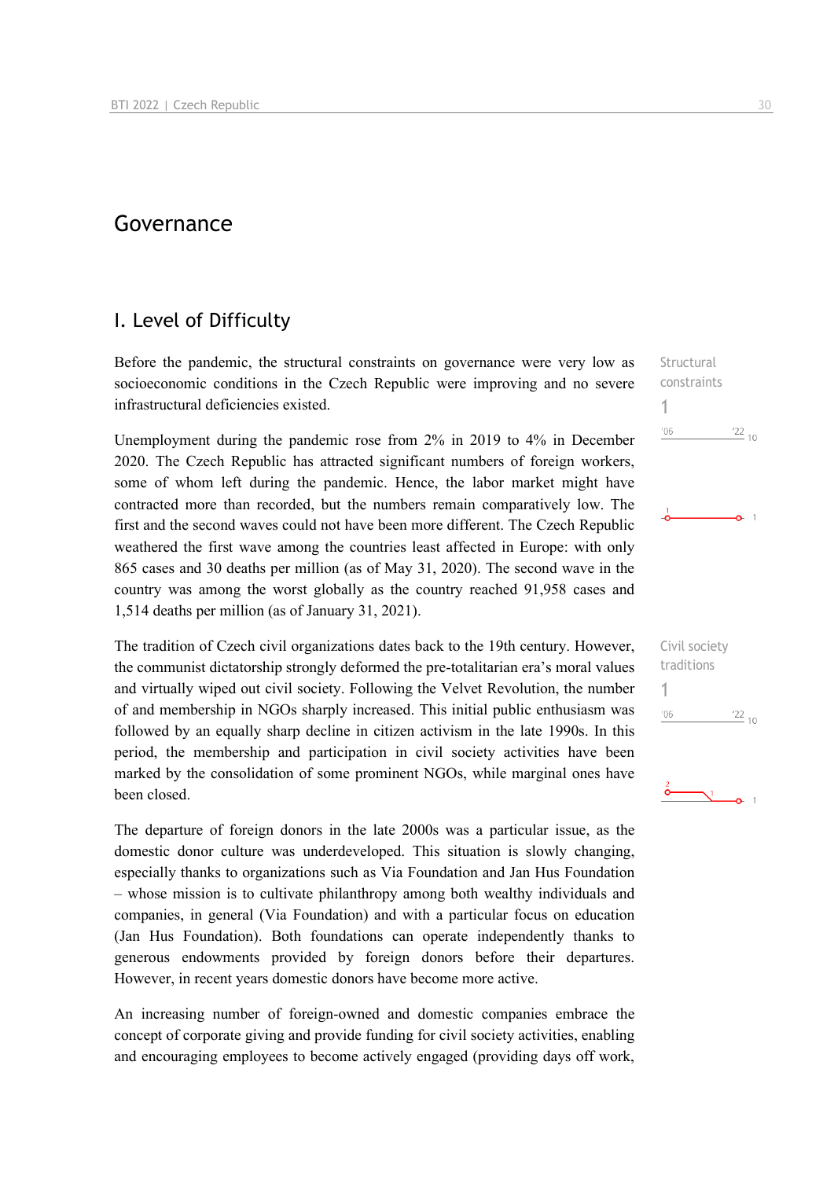# Governance

## I. Level of Difficulty

Structural constraints
1

Before the pandemic, the structural constraints on governance were very low as socioeconomic conditions in the Czech Republic were improving and no severe infrastructural deficiencies existed.

Unemployment during the pandemic rose from 2% in 2019 to 4% in December 2020. The Czech Republic has attracted significant numbers of foreign workers, some of whom left during the pandemic. Hence, the labor market might have contracted more than recorded, but the numbers remain comparatively low. The first and the second waves could not have been more different. The Czech Republic weathered the first wave among the countries least affected in Europe: with only 865 cases and 30 deaths per million (as of May 31, 2020). The second wave in the country was among the worst globally as the country reached 91,958 cases and 1,514 deaths per million (as of January 31, 2021).

Civil society traditions
1

The tradition of Czech civil organizations dates back to the 19th century. However, the communist dictatorship strongly deformed the pre-totalitarian era's moral values and virtually wiped out civil society. Following the Velvet Revolution, the number of and membership in NGOs sharply increased. This initial public enthusiasm was followed by an equally sharp decline in citizen activism in the late 1990s. In this period, the membership and participation in civil society activities have been marked by the consolidation of some prominent NGOs, while marginal ones have been closed.

The departure of foreign donors in the late 2000s was a particular issue, as the domestic donor culture was underdeveloped. This situation is slowly changing, especially thanks to organizations such as Via Foundation and Jan Hus Foundation – whose mission is to cultivate philanthropy among both wealthy individuals and companies, in general (Via Foundation) and with a particular focus on education (Jan Hus Foundation). Both foundations can operate independently thanks to generous endowments provided by foreign donors before their departures. However, in recent years domestic donors have become more active.

An increasing number of foreign-owned and domestic companies embrace the concept of corporate giving and provide funding for civil society activities, enabling and encouraging employees to become actively engaged (providing days off work,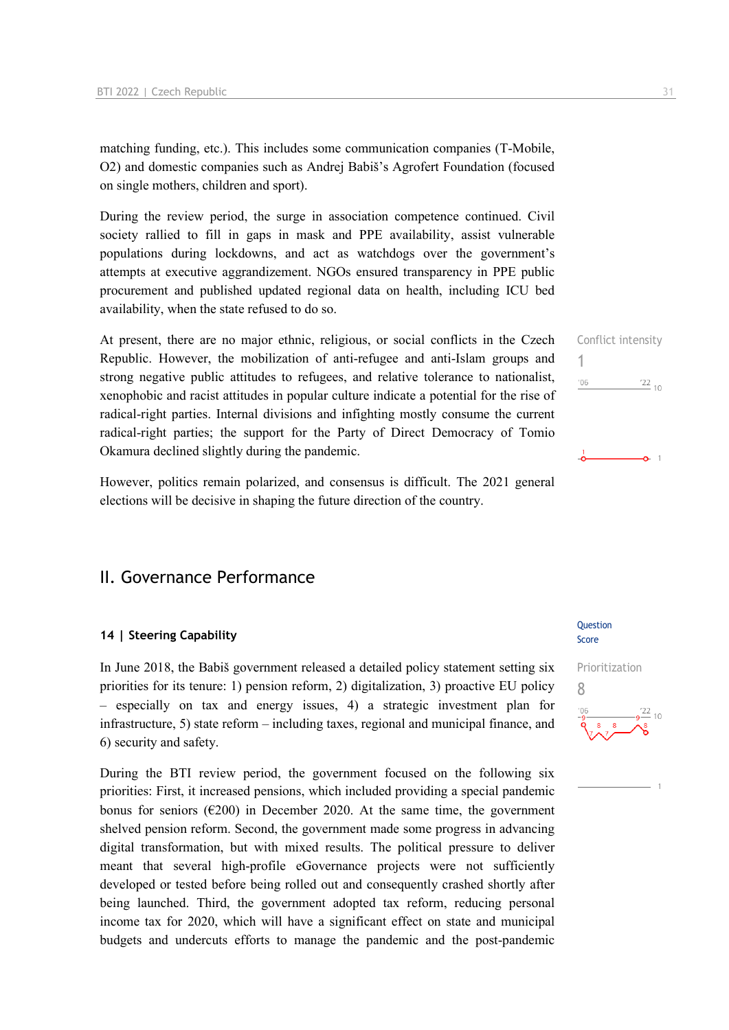matching funding, etc.). This includes some communication companies (T-Mobile, O2) and domestic companies such as Andrej Babiš's Agrofert Foundation (focused on single mothers, children and sport).

During the review period, the surge in association competence continued. Civil society rallied to fill in gaps in mask and PPE availability, assist vulnerable populations during lockdowns, and act as watchdogs over the government's attempts at executive aggrandizement. NGOs ensured transparency in PPE public procurement and published updated regional data on health, including ICU bed availability, when the state refused to do so.

Conflict intensity
1

At present, there are no major ethnic, religious, or social conflicts in the Czech Republic. However, the mobilization of anti-refugee and anti-Islam groups and strong negative public attitudes to refugees, and relative tolerance to nationalist, xenophobic and racist attitudes in popular culture indicate a potential for the rise of radical-right parties. Internal divisions and infighting mostly consume the current radical-right parties; the support for the Party of Direct Democracy of Tomio Okamura declined slightly during the pandemic.

However, politics remain polarized, and consensus is difficult. The 2021 general elections will be decisive in shaping the future direction of the country.

## II. Governance Performance

### 14 | Steering Capability

Question Score

Prioritization
8

In June 2018, the Babiš government released a detailed policy statement setting six priorities for its tenure: 1) pension reform, 2) digitalization, 3) proactive EU policy – especially on tax and energy issues, 4) a strategic investment plan for infrastructure, 5) state reform – including taxes, regional and municipal finance, and 6) security and safety.

During the BTI review period, the government focused on the following six priorities: First, it increased pensions, which included providing a special pandemic bonus for seniors (€200) in December 2020. At the same time, the government shelved pension reform. Second, the government made some progress in advancing digital transformation, but with mixed results. The political pressure to deliver meant that several high-profile eGovernance projects were not sufficiently developed or tested before being rolled out and consequently crashed shortly after being launched. Third, the government adopted tax reform, reducing personal income tax for 2020, which will have a significant effect on state and municipal budgets and undercuts efforts to manage the pandemic and the post-pandemic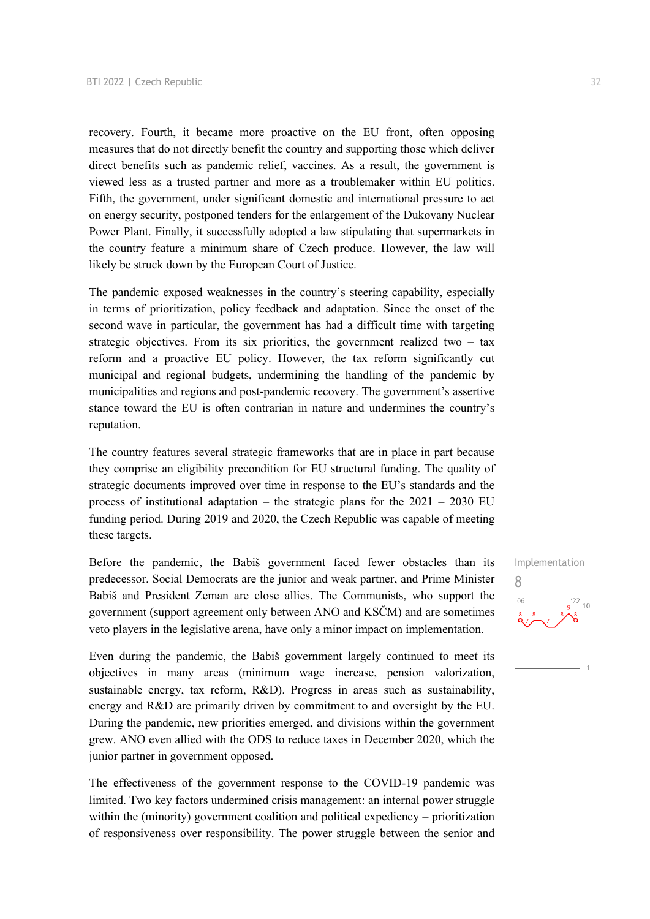recovery. Fourth, it became more proactive on the EU front, often opposing measures that do not directly benefit the country and supporting those which deliver direct benefits such as pandemic relief, vaccines. As a result, the government is viewed less as a trusted partner and more as a troublemaker within EU politics. Fifth, the government, under significant domestic and international pressure to act on energy security, postponed tenders for the enlargement of the Dukovany Nuclear Power Plant. Finally, it successfully adopted a law stipulating that supermarkets in the country feature a minimum share of Czech produce. However, the law will likely be struck down by the European Court of Justice.

The pandemic exposed weaknesses in the country's steering capability, especially in terms of prioritization, policy feedback and adaptation. Since the onset of the second wave in particular, the government has had a difficult time with targeting strategic objectives. From its six priorities, the government realized two – tax reform and a proactive EU policy. However, the tax reform significantly cut municipal and regional budgets, undermining the handling of the pandemic by municipalities and regions and post-pandemic recovery. The government's assertive stance toward the EU is often contrarian in nature and undermines the country's reputation.

The country features several strategic frameworks that are in place in part because they comprise an eligibility precondition for EU structural funding. The quality of strategic documents improved over time in response to the EU's standards and the process of institutional adaptation – the strategic plans for the 2021 – 2030 EU funding period. During 2019 and 2020, the Czech Republic was capable of meeting these targets.

Implementation
8

Before the pandemic, the Babiš government faced fewer obstacles than its predecessor. Social Democrats are the junior and weak partner, and Prime Minister Babiš and President Zeman are close allies. The Communists, who support the government (support agreement only between ANO and KSČM) and are sometimes veto players in the legislative arena, have only a minor impact on implementation.

Even during the pandemic, the Babiš government largely continued to meet its objectives in many areas (minimum wage increase, pension valorization, sustainable energy, tax reform, R&D). Progress in areas such as sustainability, energy and R&D are primarily driven by commitment to and oversight by the EU. During the pandemic, new priorities emerged, and divisions within the government grew. ANO even allied with the ODS to reduce taxes in December 2020, which the junior partner in government opposed.

The effectiveness of the government response to the COVID-19 pandemic was limited. Two key factors undermined crisis management: an internal power struggle within the (minority) government coalition and political expediency – prioritization of responsiveness over responsibility. The power struggle between the senior and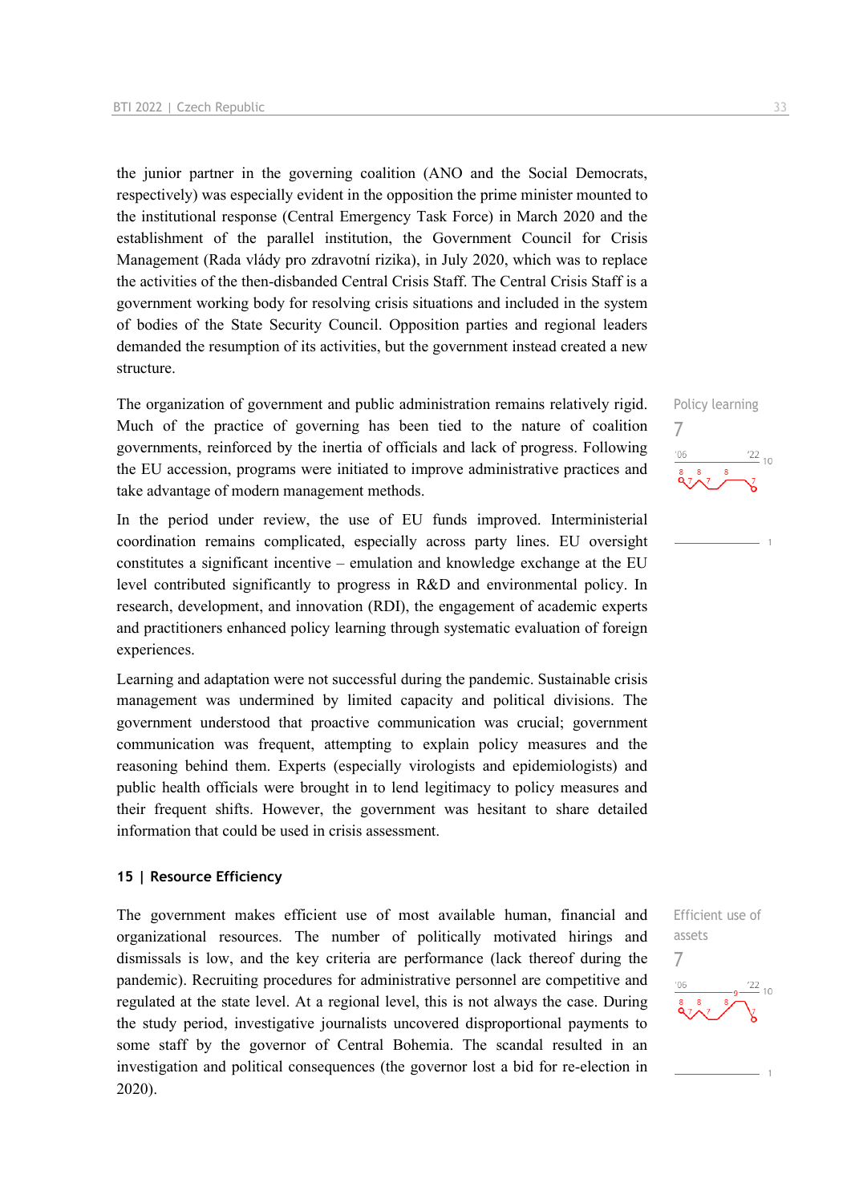the junior partner in the governing coalition (ANO and the Social Democrats, respectively) was especially evident in the opposition the prime minister mounted to the institutional response (Central Emergency Task Force) in March 2020 and the establishment of the parallel institution, the Government Council for Crisis Management (Rada vlády pro zdravotní rizika), in July 2020, which was to replace the activities of the then-disbanded Central Crisis Staff. The Central Crisis Staff is a government working body for resolving crisis situations and included in the system of bodies of the State Security Council. Opposition parties and regional leaders demanded the resumption of its activities, but the government instead created a new structure.

Policy learning
7

The organization of government and public administration remains relatively rigid. Much of the practice of governing has been tied to the nature of coalition governments, reinforced by the inertia of officials and lack of progress. Following the EU accession, programs were initiated to improve administrative practices and take advantage of modern management methods.

In the period under review, the use of EU funds improved. Interministerial coordination remains complicated, especially across party lines. EU oversight constitutes a significant incentive – emulation and knowledge exchange at the EU level contributed significantly to progress in R&D and environmental policy. In research, development, and innovation (RDI), the engagement of academic experts and practitioners enhanced policy learning through systematic evaluation of foreign experiences.

Learning and adaptation were not successful during the pandemic. Sustainable crisis management was undermined by limited capacity and political divisions. The government understood that proactive communication was crucial; government communication was frequent, attempting to explain policy measures and the reasoning behind them. Experts (especially virologists and epidemiologists) and public health officials were brought in to lend legitimacy to policy measures and their frequent shifts. However, the government was hesitant to share detailed information that could be used in crisis assessment.

### 15 | Resource Efficiency

Efficient use of assets
7

The government makes efficient use of most available human, financial and organizational resources. The number of politically motivated hirings and dismissals is low, and the key criteria are performance (lack thereof during the pandemic). Recruiting procedures for administrative personnel are competitive and regulated at the state level. At a regional level, this is not always the case. During the study period, investigative journalists uncovered disproportional payments to some staff by the governor of Central Bohemia. The scandal resulted in an investigation and political consequences (the governor lost a bid for re-election in 2020).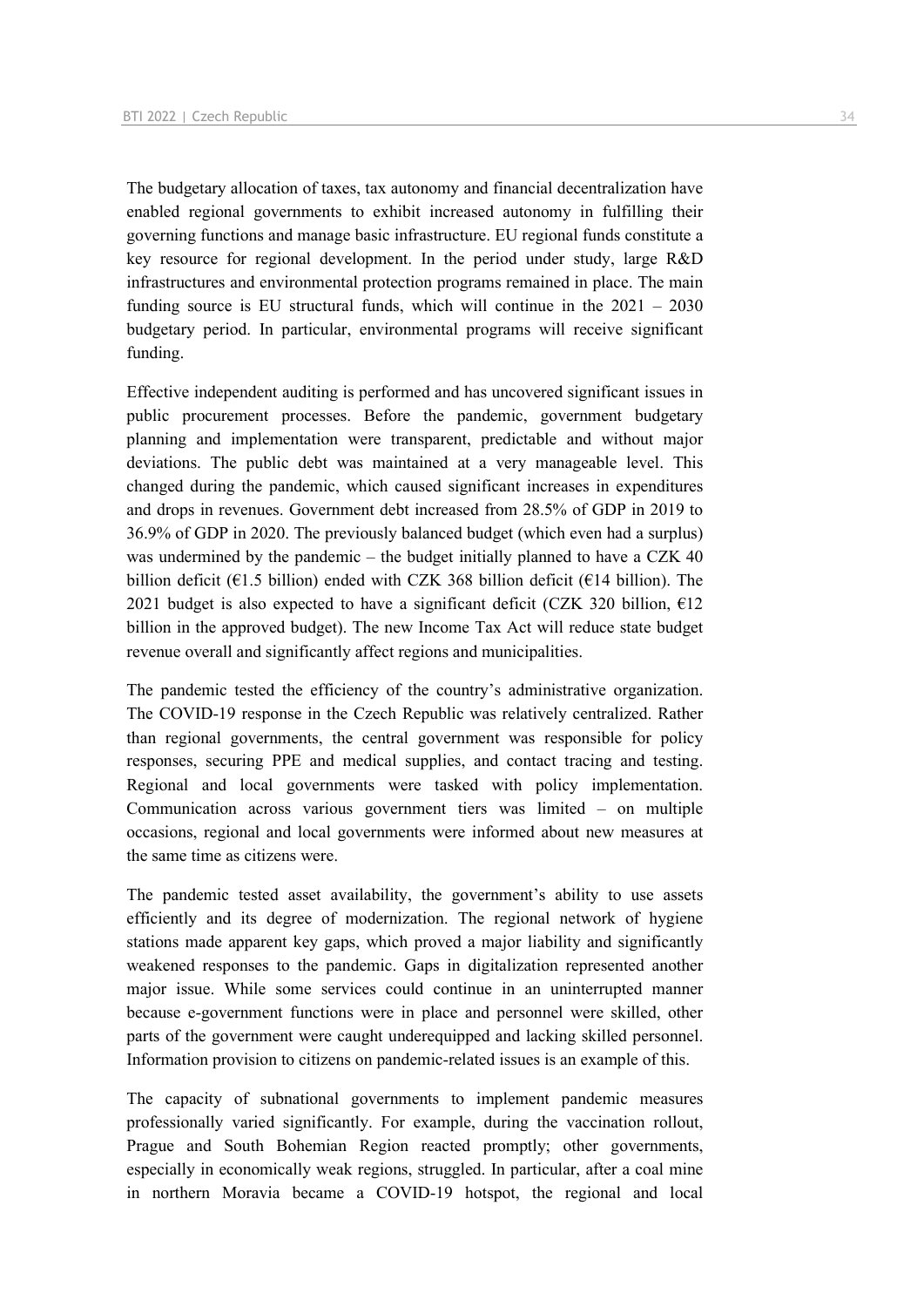The budgetary allocation of taxes, tax autonomy and financial decentralization have enabled regional governments to exhibit increased autonomy in fulfilling their governing functions and manage basic infrastructure. EU regional funds constitute a key resource for regional development. In the period under study, large R&D infrastructures and environmental protection programs remained in place. The main funding source is EU structural funds, which will continue in the 2021 – 2030 budgetary period. In particular, environmental programs will receive significant funding.

Effective independent auditing is performed and has uncovered significant issues in public procurement processes. Before the pandemic, government budgetary planning and implementation were transparent, predictable and without major deviations. The public debt was maintained at a very manageable level. This changed during the pandemic, which caused significant increases in expenditures and drops in revenues. Government debt increased from 28.5% of GDP in 2019 to 36.9% of GDP in 2020. The previously balanced budget (which even had a surplus) was undermined by the pandemic – the budget initially planned to have a CZK 40 billion deficit (€1.5 billion) ended with CZK 368 billion deficit (€14 billion). The 2021 budget is also expected to have a significant deficit (CZK 320 billion, €12 billion in the approved budget). The new Income Tax Act will reduce state budget revenue overall and significantly affect regions and municipalities.

The pandemic tested the efficiency of the country's administrative organization. The COVID-19 response in the Czech Republic was relatively centralized. Rather than regional governments, the central government was responsible for policy responses, securing PPE and medical supplies, and contact tracing and testing. Regional and local governments were tasked with policy implementation. Communication across various government tiers was limited – on multiple occasions, regional and local governments were informed about new measures at the same time as citizens were.

The pandemic tested asset availability, the government's ability to use assets efficiently and its degree of modernization. The regional network of hygiene stations made apparent key gaps, which proved a major liability and significantly weakened responses to the pandemic. Gaps in digitalization represented another major issue. While some services could continue in an uninterrupted manner because e-government functions were in place and personnel were skilled, other parts of the government were caught underequipped and lacking skilled personnel. Information provision to citizens on pandemic-related issues is an example of this.

The capacity of subnational governments to implement pandemic measures professionally varied significantly. For example, during the vaccination rollout, Prague and South Bohemian Region reacted promptly; other governments, especially in economically weak regions, struggled. In particular, after a coal mine in northern Moravia became a COVID-19 hotspot, the regional and local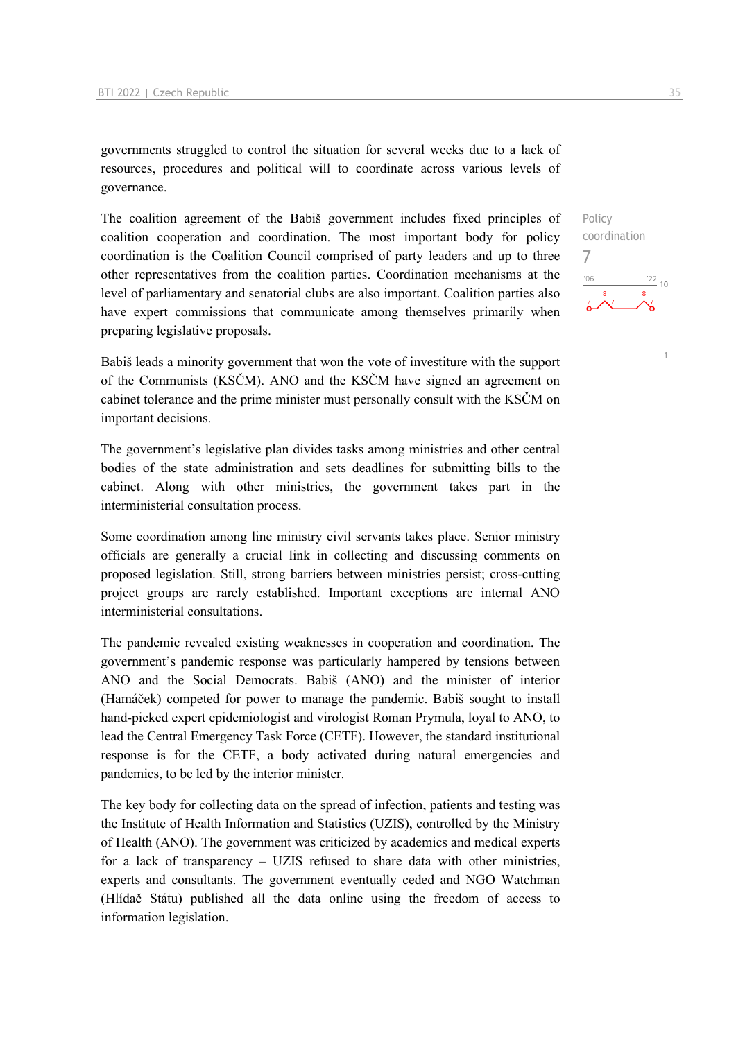governments struggled to control the situation for several weeks due to a lack of resources, procedures and political will to coordinate across various levels of governance.

The coalition agreement of the Babiš government includes fixed principles of coalition cooperation and coordination. The most important body for policy coordination is the Coalition Council comprised of party leaders and up to three other representatives from the coalition parties. Coordination mechanisms at the level of parliamentary and senatorial clubs are also important. Coalition parties also have expert commissions that communicate among themselves primarily when preparing legislative proposals.

Policy coordination
7

Babiš leads a minority government that won the vote of investiture with the support of the Communists (KSČM). ANO and the KSČM have signed an agreement on cabinet tolerance and the prime minister must personally consult with the KSČM on important decisions.

The government's legislative plan divides tasks among ministries and other central bodies of the state administration and sets deadlines for submitting bills to the cabinet. Along with other ministries, the government takes part in the interministerial consultation process.

Some coordination among line ministry civil servants takes place. Senior ministry officials are generally a crucial link in collecting and discussing comments on proposed legislation. Still, strong barriers between ministries persist; cross-cutting project groups are rarely established. Important exceptions are internal ANO interministerial consultations.

The pandemic revealed existing weaknesses in cooperation and coordination. The government's pandemic response was particularly hampered by tensions between ANO and the Social Democrats. Babiš (ANO) and the minister of interior (Hamáček) competed for power to manage the pandemic. Babiš sought to install hand-picked expert epidemiologist and virologist Roman Prymula, loyal to ANO, to lead the Central Emergency Task Force (CETF). However, the standard institutional response is for the CETF, a body activated during natural emergencies and pandemics, to be led by the interior minister.

The key body for collecting data on the spread of infection, patients and testing was the Institute of Health Information and Statistics (UZIS), controlled by the Ministry of Health (ANO). The government was criticized by academics and medical experts for a lack of transparency – UZIS refused to share data with other ministries, experts and consultants. The government eventually ceded and NGO Watchman (Hlídač Státu) published all the data online using the freedom of access to information legislation.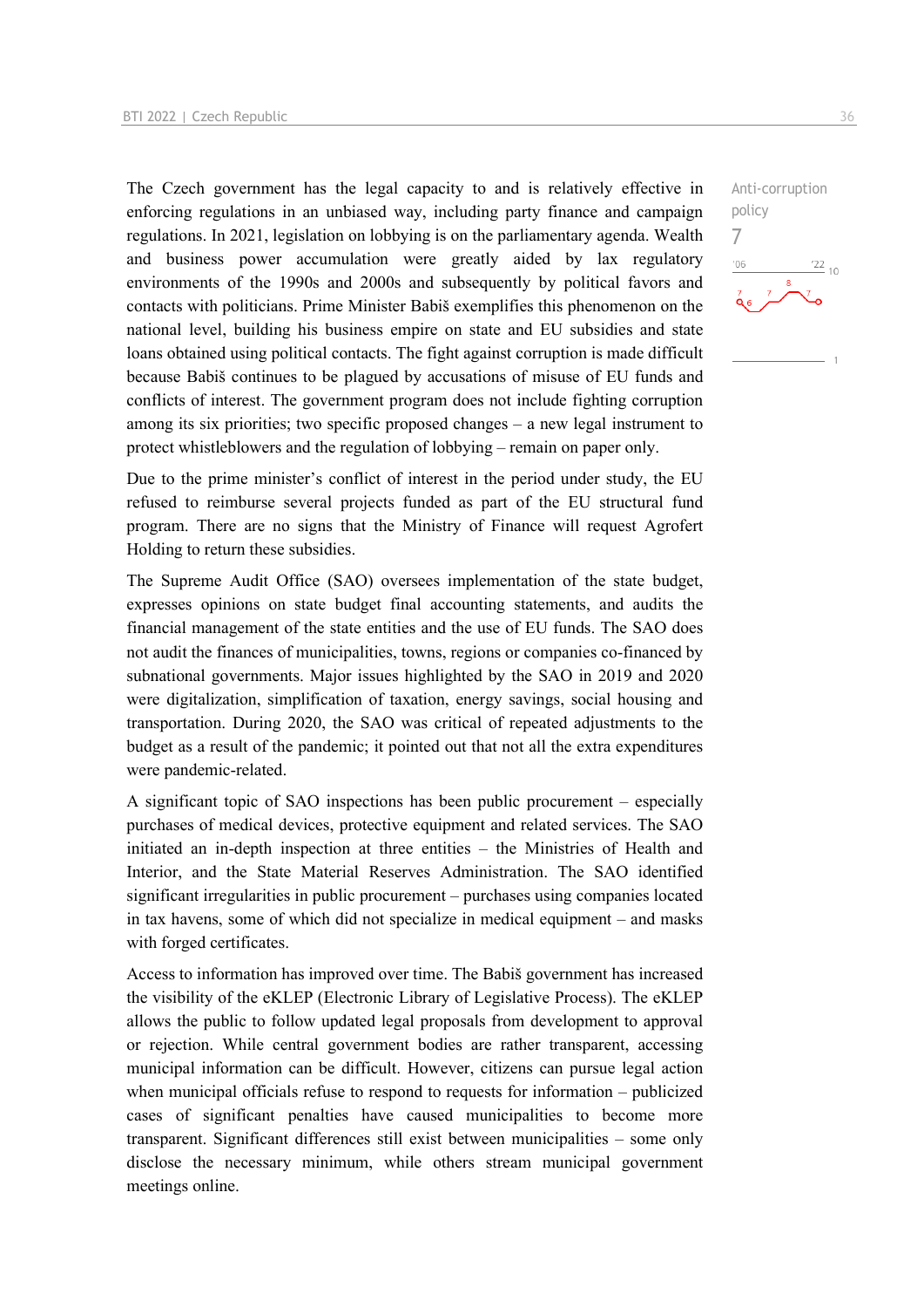The Czech government has the legal capacity to and is relatively effective in enforcing regulations in an unbiased way, including party finance and campaign regulations. In 2021, legislation on lobbying is on the parliamentary agenda. Wealth and business power accumulation were greatly aided by lax regulatory environments of the 1990s and 2000s and subsequently by political favors and contacts with politicians. Prime Minister Babiš exemplifies this phenomenon on the national level, building his business empire on state and EU subsidies and state loans obtained using political contacts. The fight against corruption is made difficult because Babiš continues to be plagued by accusations of misuse of EU funds and conflicts of interest. The government program does not include fighting corruption among its six priorities; two specific proposed changes – a new legal instrument to protect whistleblowers and the regulation of lobbying – remain on paper only.

Anti-corruption policy

7

Due to the prime minister's conflict of interest in the period under study, the EU refused to reimburse several projects funded as part of the EU structural fund program. There are no signs that the Ministry of Finance will request Agrofert Holding to return these subsidies.

The Supreme Audit Office (SAO) oversees implementation of the state budget, expresses opinions on state budget final accounting statements, and audits the financial management of the state entities and the use of EU funds. The SAO does not audit the finances of municipalities, towns, regions or companies co-financed by subnational governments. Major issues highlighted by the SAO in 2019 and 2020 were digitalization, simplification of taxation, energy savings, social housing and transportation. During 2020, the SAO was critical of repeated adjustments to the budget as a result of the pandemic; it pointed out that not all the extra expenditures were pandemic-related.

A significant topic of SAO inspections has been public procurement – especially purchases of medical devices, protective equipment and related services. The SAO initiated an in-depth inspection at three entities – the Ministries of Health and Interior, and the State Material Reserves Administration. The SAO identified significant irregularities in public procurement – purchases using companies located in tax havens, some of which did not specialize in medical equipment – and masks with forged certificates.

Access to information has improved over time. The Babiš government has increased the visibility of the eKLEP (Electronic Library of Legislative Process). The eKLEP allows the public to follow updated legal proposals from development to approval or rejection. While central government bodies are rather transparent, accessing municipal information can be difficult. However, citizens can pursue legal action when municipal officials refuse to respond to requests for information – publicized cases of significant penalties have caused municipalities to become more transparent. Significant differences still exist between municipalities – some only disclose the necessary minimum, while others stream municipal government meetings online.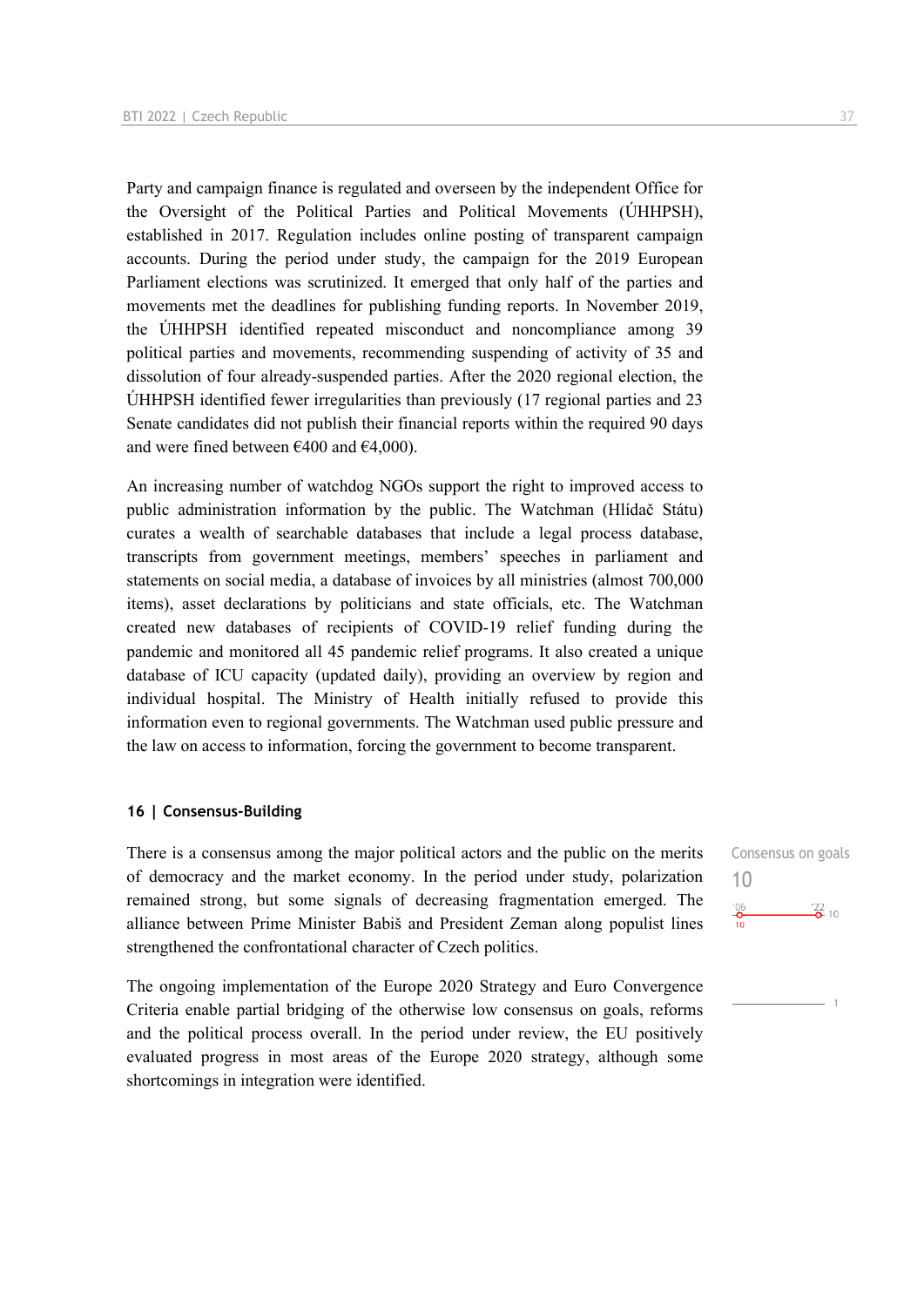Party and campaign finance is regulated and overseen by the independent Office for the Oversight of the Political Parties and Political Movements (ÚHHPSH), established in 2017. Regulation includes online posting of transparent campaign accounts. During the period under study, the campaign for the 2019 European Parliament elections was scrutinized. It emerged that only half of the parties and movements met the deadlines for publishing funding reports. In November 2019, the ÚHHPSH identified repeated misconduct and noncompliance among 39 political parties and movements, recommending suspending of activity of 35 and dissolution of four already-suspended parties. After the 2020 regional election, the ÚHHPSH identified fewer irregularities than previously (17 regional parties and 23 Senate candidates did not publish their financial reports within the required 90 days and were fined between €400 and €4,000).

An increasing number of watchdog NGOs support the right to improved access to public administration information by the public. The Watchman (Hlídač Státu) curates a wealth of searchable databases that include a legal process database, transcripts from government meetings, members' speeches in parliament and statements on social media, a database of invoices by all ministries (almost 700,000 items), asset declarations by politicians and state officials, etc. The Watchman created new databases of recipients of COVID-19 relief funding during the pandemic and monitored all 45 pandemic relief programs. It also created a unique database of ICU capacity (updated daily), providing an overview by region and individual hospital. The Ministry of Health initially refused to provide this information even to regional governments. The Watchman used public pressure and the law on access to information, forcing the government to become transparent.

### 16 | Consensus-Building

Consensus on goals
10
'06: 10 — '22: 10

There is a consensus among the major political actors and the public on the merits of democracy and the market economy. In the period under study, polarization remained strong, but some signals of decreasing fragmentation emerged. The alliance between Prime Minister Babiš and President Zeman along populist lines strengthened the confrontational character of Czech politics.

The ongoing implementation of the Europe 2020 Strategy and Euro Convergence Criteria enable partial bridging of the otherwise low consensus on goals, reforms and the political process overall. In the period under review, the EU positively evaluated progress in most areas of the Europe 2020 strategy, although some shortcomings in integration were identified.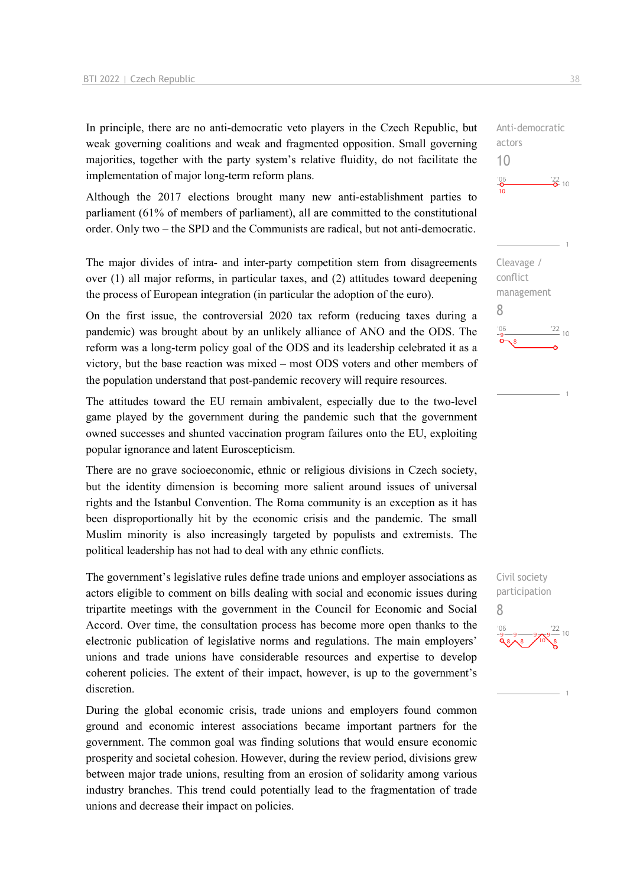In principle, there are no anti-democratic veto players in the Czech Republic, but weak governing coalitions and weak and fragmented opposition. Small governing majorities, together with the party system's relative fluidity, do not facilitate the implementation of major long-term reform plans.

Anti-democratic actors
10

Although the 2017 elections brought many new anti-establishment parties to parliament (61% of members of parliament), all are committed to the constitutional order. Only two – the SPD and the Communists are radical, but not anti-democratic.

The major divides of intra- and inter-party competition stem from disagreements over (1) all major reforms, in particular taxes, and (2) attitudes toward deepening the process of European integration (in particular the adoption of the euro).

Cleavage / conflict management
8

On the first issue, the controversial 2020 tax reform (reducing taxes during a pandemic) was brought about by an unlikely alliance of ANO and the ODS. The reform was a long-term policy goal of the ODS and its leadership celebrated it as a victory, but the base reaction was mixed – most ODS voters and other members of the population understand that post-pandemic recovery will require resources.

The attitudes toward the EU remain ambivalent, especially due to the two-level game played by the government during the pandemic such that the government owned successes and shunted vaccination program failures onto the EU, exploiting popular ignorance and latent Euroscepticism.

There are no grave socioeconomic, ethnic or religious divisions in Czech society, but the identity dimension is becoming more salient around issues of universal rights and the Istanbul Convention. The Roma community is an exception as it has been disproportionally hit by the economic crisis and the pandemic. The small Muslim minority is also increasingly targeted by populists and extremists. The political leadership has not had to deal with any ethnic conflicts.

The government's legislative rules define trade unions and employer associations as actors eligible to comment on bills dealing with social and economic issues during tripartite meetings with the government in the Council for Economic and Social Accord. Over time, the consultation process has become more open thanks to the electronic publication of legislative norms and regulations. The main employers' unions and trade unions have considerable resources and expertise to develop coherent policies. The extent of their impact, however, is up to the government's discretion.

Civil society participation
8

During the global economic crisis, trade unions and employers found common ground and economic interest associations became important partners for the government. The common goal was finding solutions that would ensure economic prosperity and societal cohesion. However, during the review period, divisions grew between major trade unions, resulting from an erosion of solidarity among various industry branches. This trend could potentially lead to the fragmentation of trade unions and decrease their impact on policies.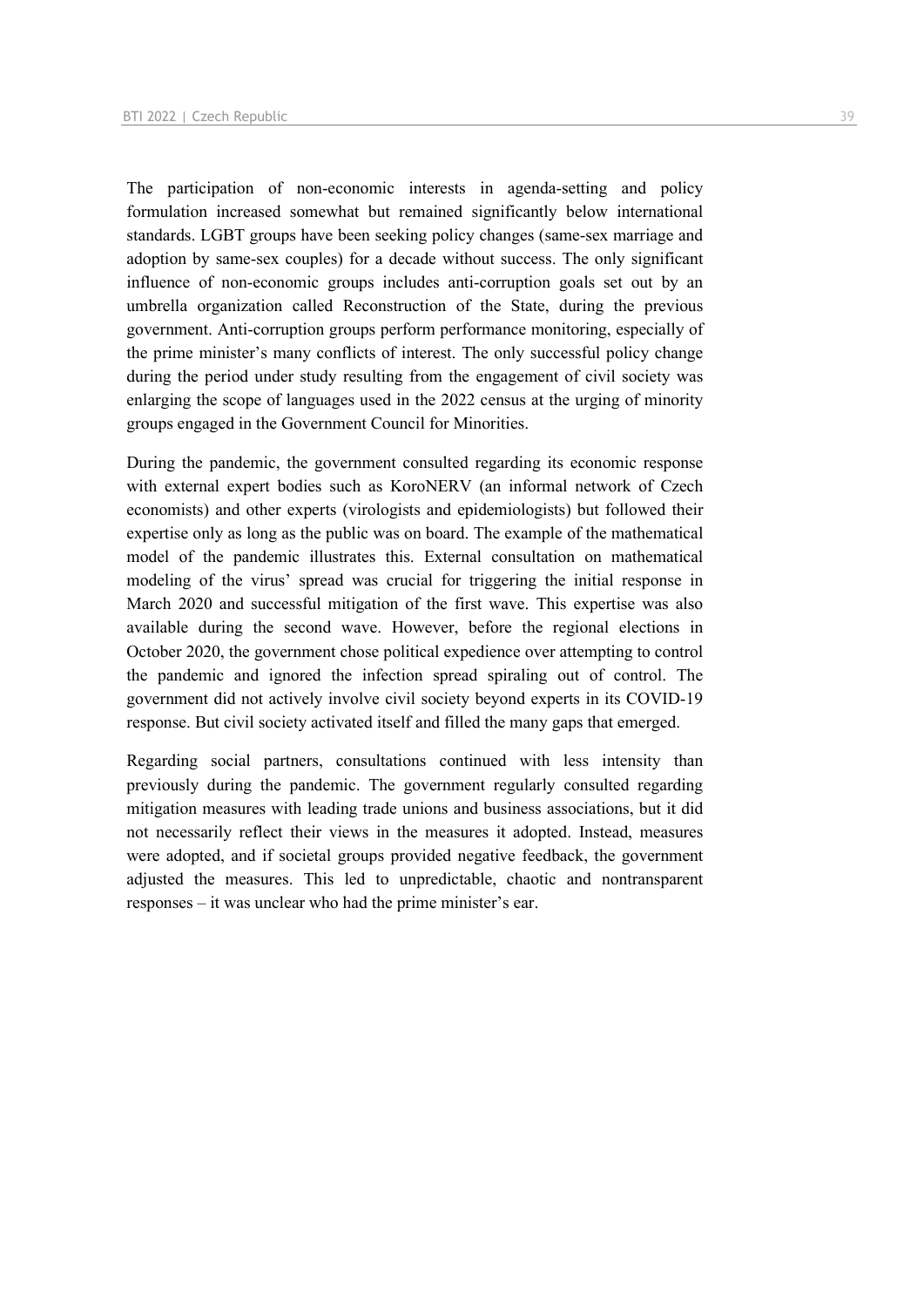The participation of non-economic interests in agenda-setting and policy formulation increased somewhat but remained significantly below international standards. LGBT groups have been seeking policy changes (same-sex marriage and adoption by same-sex couples) for a decade without success. The only significant influence of non-economic groups includes anti-corruption goals set out by an umbrella organization called Reconstruction of the State, during the previous government. Anti-corruption groups perform performance monitoring, especially of the prime minister's many conflicts of interest. The only successful policy change during the period under study resulting from the engagement of civil society was enlarging the scope of languages used in the 2022 census at the urging of minority groups engaged in the Government Council for Minorities.

During the pandemic, the government consulted regarding its economic response with external expert bodies such as KoroNERV (an informal network of Czech economists) and other experts (virologists and epidemiologists) but followed their expertise only as long as the public was on board. The example of the mathematical model of the pandemic illustrates this. External consultation on mathematical modeling of the virus' spread was crucial for triggering the initial response in March 2020 and successful mitigation of the first wave. This expertise was also available during the second wave. However, before the regional elections in October 2020, the government chose political expedience over attempting to control the pandemic and ignored the infection spread spiraling out of control. The government did not actively involve civil society beyond experts in its COVID-19 response. But civil society activated itself and filled the many gaps that emerged.

Regarding social partners, consultations continued with less intensity than previously during the pandemic. The government regularly consulted regarding mitigation measures with leading trade unions and business associations, but it did not necessarily reflect their views in the measures it adopted. Instead, measures were adopted, and if societal groups provided negative feedback, the government adjusted the measures. This led to unpredictable, chaotic and nontransparent responses – it was unclear who had the prime minister's ear.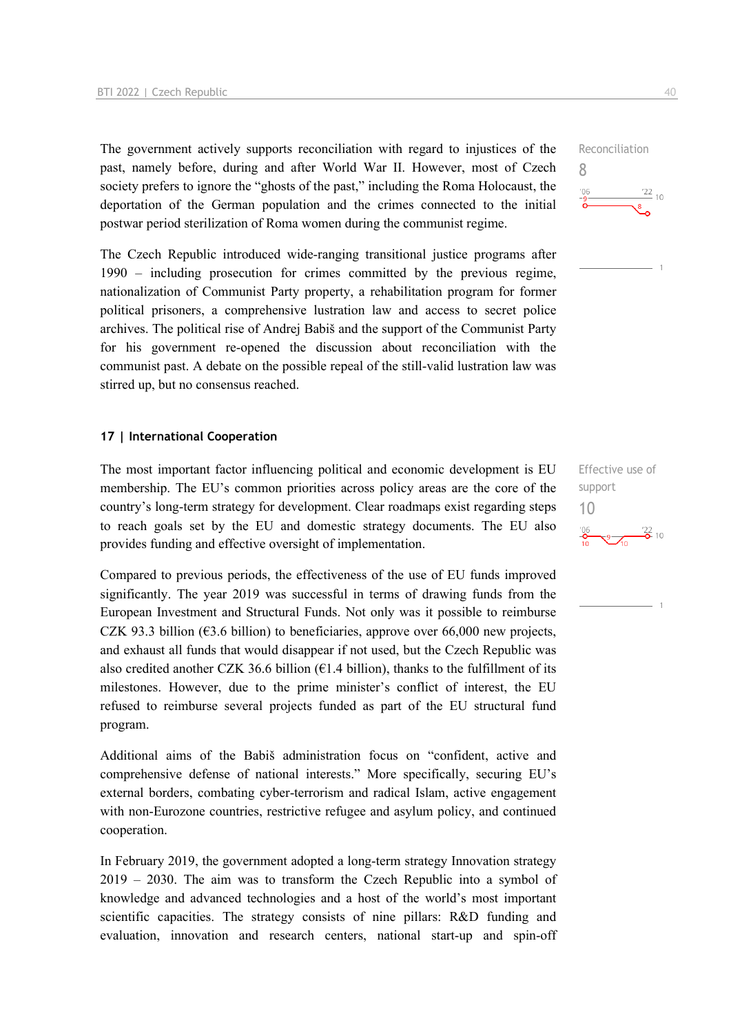The government actively supports reconciliation with regard to injustices of the past, namely before, during and after World War II. However, most of Czech society prefers to ignore the "ghosts of the past," including the Roma Holocaust, the deportation of the German population and the crimes connected to the initial postwar period sterilization of Roma women during the communist regime.

Reconciliation
8

The Czech Republic introduced wide-ranging transitional justice programs after 1990 – including prosecution for crimes committed by the previous regime, nationalization of Communist Party property, a rehabilitation program for former political prisoners, a comprehensive lustration law and access to secret police archives. The political rise of Andrej Babiš and the support of the Communist Party for his government re-opened the discussion about reconciliation with the communist past. A debate on the possible repeal of the still-valid lustration law was stirred up, but no consensus reached.

### 17 | International Cooperation

The most important factor influencing political and economic development is EU membership. The EU's common priorities across policy areas are the core of the country's long-term strategy for development. Clear roadmaps exist regarding steps to reach goals set by the EU and domestic strategy documents. The EU also provides funding and effective oversight of implementation.

Effective use of support
10

Compared to previous periods, the effectiveness of the use of EU funds improved significantly. The year 2019 was successful in terms of drawing funds from the European Investment and Structural Funds. Not only was it possible to reimburse CZK 93.3 billion (€3.6 billion) to beneficiaries, approve over 66,000 new projects, and exhaust all funds that would disappear if not used, but the Czech Republic was also credited another CZK 36.6 billion (€1.4 billion), thanks to the fulfillment of its milestones. However, due to the prime minister's conflict of interest, the EU refused to reimburse several projects funded as part of the EU structural fund program.

Additional aims of the Babiš administration focus on "confident, active and comprehensive defense of national interests." More specifically, securing EU's external borders, combating cyber-terrorism and radical Islam, active engagement with non-Eurozone countries, restrictive refugee and asylum policy, and continued cooperation.

In February 2019, the government adopted a long-term strategy Innovation strategy 2019 – 2030. The aim was to transform the Czech Republic into a symbol of knowledge and advanced technologies and a host of the world's most important scientific capacities. The strategy consists of nine pillars: R&D funding and evaluation, innovation and research centers, national start-up and spin-off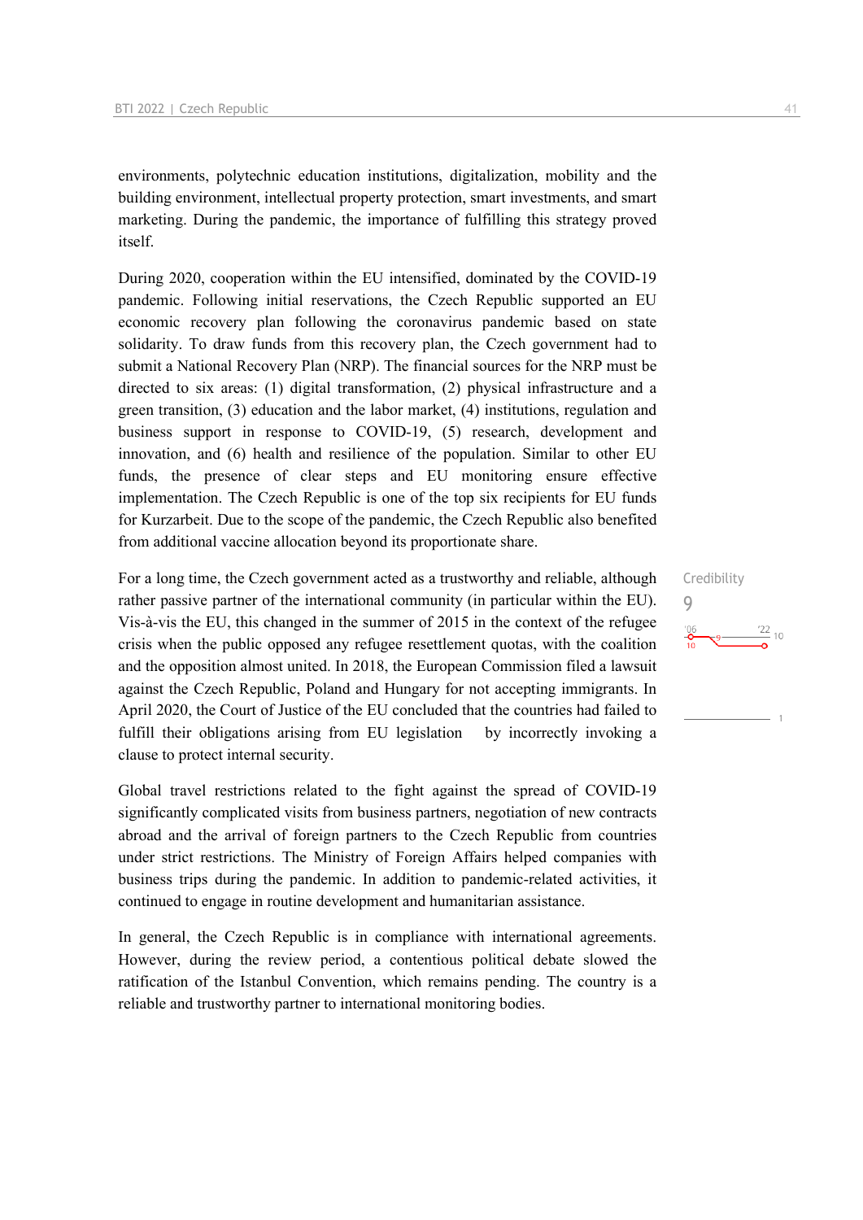environments, polytechnic education institutions, digitalization, mobility and the building environment, intellectual property protection, smart investments, and smart marketing. During the pandemic, the importance of fulfilling this strategy proved itself.

During 2020, cooperation within the EU intensified, dominated by the COVID-19 pandemic. Following initial reservations, the Czech Republic supported an EU economic recovery plan following the coronavirus pandemic based on state solidarity. To draw funds from this recovery plan, the Czech government had to submit a National Recovery Plan (NRP). The financial sources for the NRP must be directed to six areas: (1) digital transformation, (2) physical infrastructure and a green transition, (3) education and the labor market, (4) institutions, regulation and business support in response to COVID-19, (5) research, development and innovation, and (6) health and resilience of the population. Similar to other EU funds, the presence of clear steps and EU monitoring ensure effective implementation. The Czech Republic is one of the top six recipients for EU funds for Kurzarbeit. Due to the scope of the pandemic, the Czech Republic also benefited from additional vaccine allocation beyond its proportionate share.

Credibility
9

For a long time, the Czech government acted as a trustworthy and reliable, although rather passive partner of the international community (in particular within the EU). Vis-à-vis the EU, this changed in the summer of 2015 in the context of the refugee crisis when the public opposed any refugee resettlement quotas, with the coalition and the opposition almost united. In 2018, the European Commission filed a lawsuit against the Czech Republic, Poland and Hungary for not accepting immigrants. In April 2020, the Court of Justice of the EU concluded that the countries had failed to fulfill their obligations arising from EU legislation by incorrectly invoking a clause to protect internal security.

Global travel restrictions related to the fight against the spread of COVID-19 significantly complicated visits from business partners, negotiation of new contracts abroad and the arrival of foreign partners to the Czech Republic from countries under strict restrictions. The Ministry of Foreign Affairs helped companies with business trips during the pandemic. In addition to pandemic-related activities, it continued to engage in routine development and humanitarian assistance.

In general, the Czech Republic is in compliance with international agreements. However, during the review period, a contentious political debate slowed the ratification of the Istanbul Convention, which remains pending. The country is a reliable and trustworthy partner to international monitoring bodies.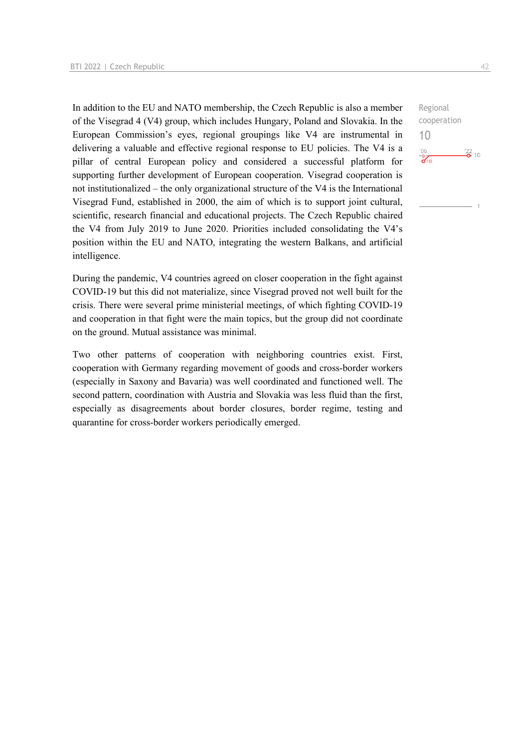In addition to the EU and NATO membership, the Czech Republic is also a member of the Visegrad 4 (V4) group, which includes Hungary, Poland and Slovakia. In the European Commission's eyes, regional groupings like V4 are instrumental in delivering a valuable and effective regional response to EU policies. The V4 is a pillar of central European policy and considered a successful platform for supporting further development of European cooperation. Visegrad cooperation is not institutionalized – the only organizational structure of the V4 is the International Visegrad Fund, established in 2000, the aim of which is to support joint cultural, scientific, research financial and educational projects. The Czech Republic chaired the V4 from July 2019 to June 2020. Priorities included consolidating the V4's position within the EU and NATO, integrating the western Balkans, and artificial intelligence.

Regional cooperation
10

During the pandemic, V4 countries agreed on closer cooperation in the fight against COVID-19 but this did not materialize, since Visegrad proved not well built for the crisis. There were several prime ministerial meetings, of which fighting COVID-19 and cooperation in that fight were the main topics, but the group did not coordinate on the ground. Mutual assistance was minimal.

Two other patterns of cooperation with neighboring countries exist. First, cooperation with Germany regarding movement of goods and cross-border workers (especially in Saxony and Bavaria) was well coordinated and functioned well. The second pattern, coordination with Austria and Slovakia was less fluid than the first, especially as disagreements about border closures, border regime, testing and quarantine for cross-border workers periodically emerged.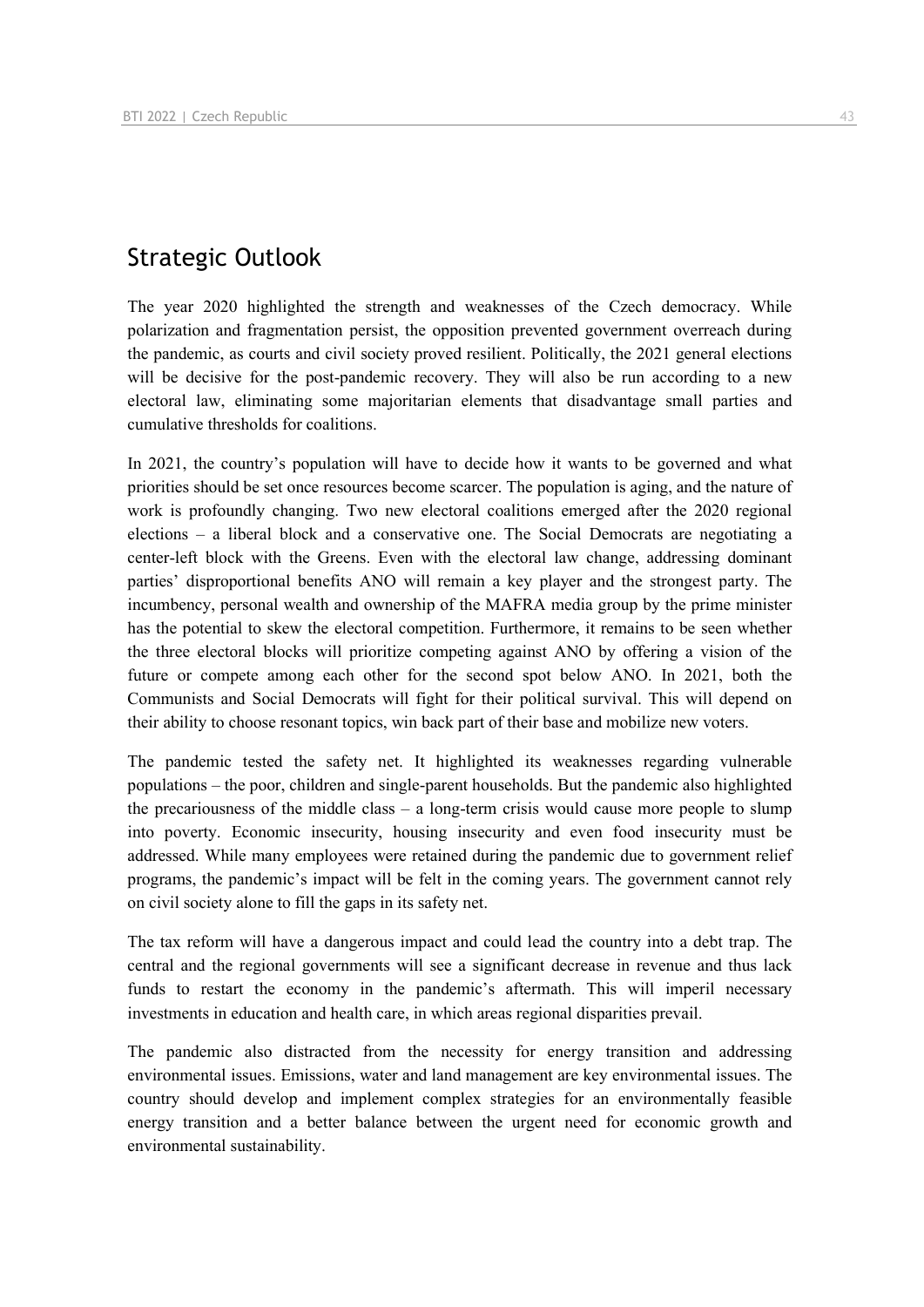## Strategic Outlook

The year 2020 highlighted the strength and weaknesses of the Czech democracy. While polarization and fragmentation persist, the opposition prevented government overreach during the pandemic, as courts and civil society proved resilient. Politically, the 2021 general elections will be decisive for the post-pandemic recovery. They will also be run according to a new electoral law, eliminating some majoritarian elements that disadvantage small parties and cumulative thresholds for coalitions.

In 2021, the country's population will have to decide how it wants to be governed and what priorities should be set once resources become scarcer. The population is aging, and the nature of work is profoundly changing. Two new electoral coalitions emerged after the 2020 regional elections – a liberal block and a conservative one. The Social Democrats are negotiating a center-left block with the Greens. Even with the electoral law change, addressing dominant parties' disproportional benefits ANO will remain a key player and the strongest party. The incumbency, personal wealth and ownership of the MAFRA media group by the prime minister has the potential to skew the electoral competition. Furthermore, it remains to be seen whether the three electoral blocks will prioritize competing against ANO by offering a vision of the future or compete among each other for the second spot below ANO. In 2021, both the Communists and Social Democrats will fight for their political survival. This will depend on their ability to choose resonant topics, win back part of their base and mobilize new voters.

The pandemic tested the safety net. It highlighted its weaknesses regarding vulnerable populations – the poor, children and single-parent households. But the pandemic also highlighted the precariousness of the middle class – a long-term crisis would cause more people to slump into poverty. Economic insecurity, housing insecurity and even food insecurity must be addressed. While many employees were retained during the pandemic due to government relief programs, the pandemic's impact will be felt in the coming years. The government cannot rely on civil society alone to fill the gaps in its safety net.

The tax reform will have a dangerous impact and could lead the country into a debt trap. The central and the regional governments will see a significant decrease in revenue and thus lack funds to restart the economy in the pandemic's aftermath. This will imperil necessary investments in education and health care, in which areas regional disparities prevail.

The pandemic also distracted from the necessity for energy transition and addressing environmental issues. Emissions, water and land management are key environmental issues. The country should develop and implement complex strategies for an environmentally feasible energy transition and a better balance between the urgent need for economic growth and environmental sustainability.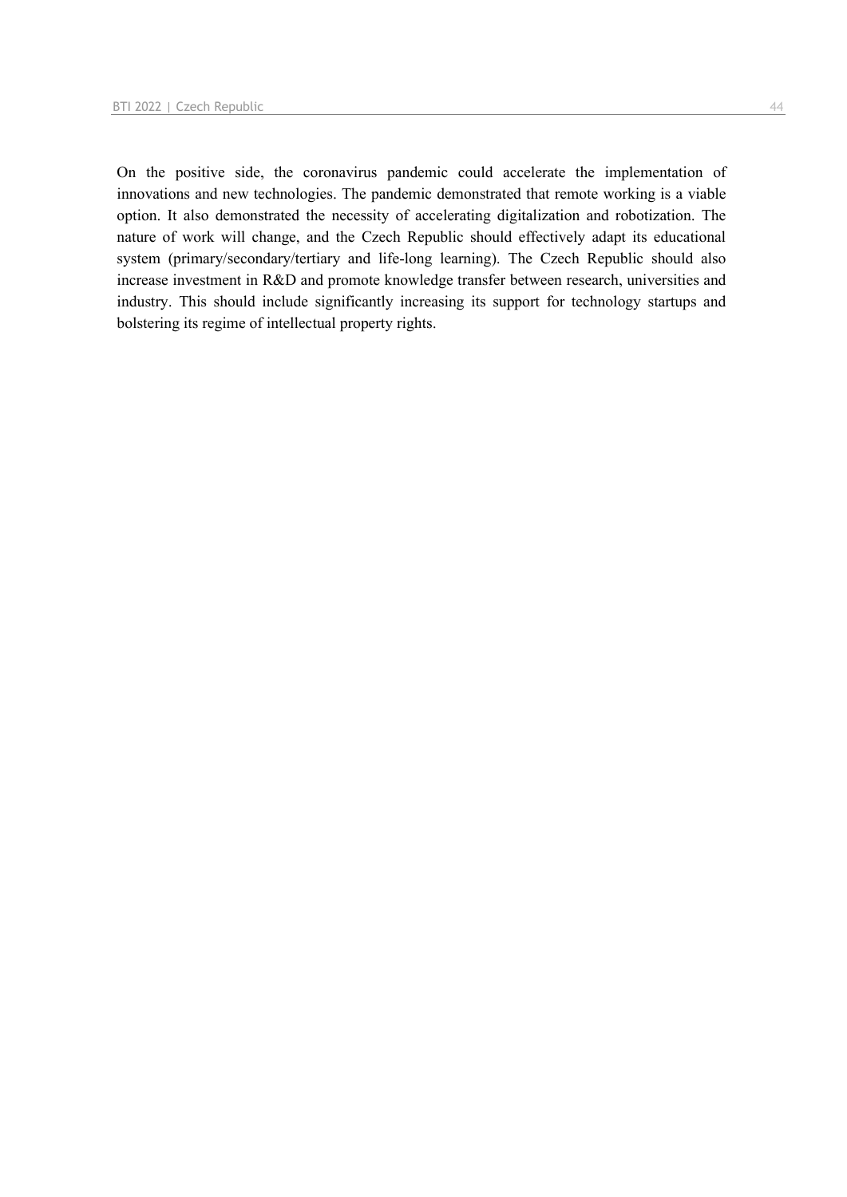On the positive side, the coronavirus pandemic could accelerate the implementation of innovations and new technologies. The pandemic demonstrated that remote working is a viable option. It also demonstrated the necessity of accelerating digitalization and robotization. The nature of work will change, and the Czech Republic should effectively adapt its educational system (primary/secondary/tertiary and life-long learning). The Czech Republic should also increase investment in R&D and promote knowledge transfer between research, universities and industry. This should include significantly increasing its support for technology startups and bolstering its regime of intellectual property rights.